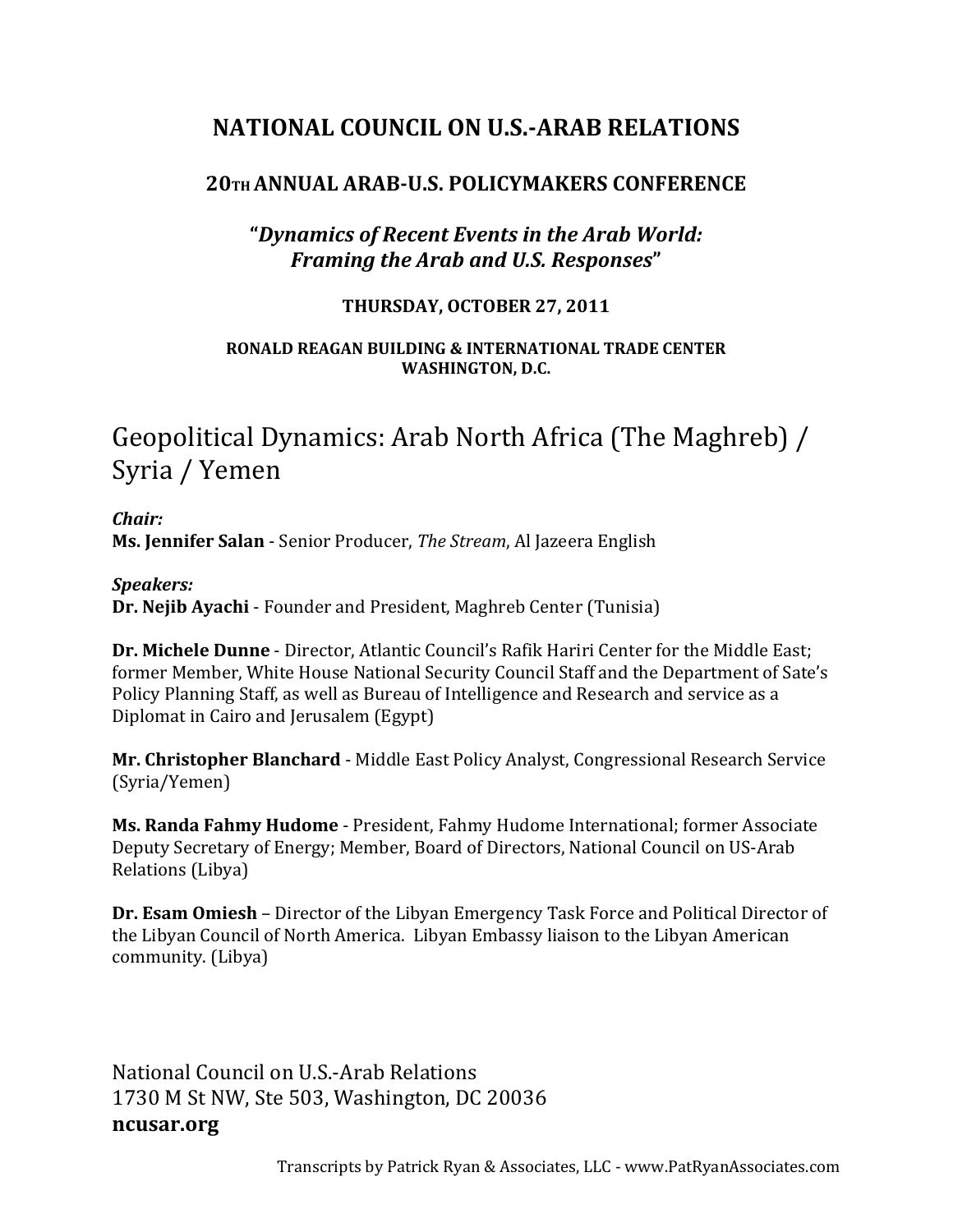# NATIONAL COUNCIL ON U.S.-ARAB RELATIONS

## 20TH ANNUAL ARAB-U.S. POLICYMAKERS CONFERENCE

### *"Dynamics of Recent Events in the Arab World: Framing the Arab and U.S. Responses"*

**THURSDAY, OCTOBER 27, 2011**

**RONALD REAGAN BUILDING & INTERNATIONAL TRADE CENTER**
**WASHINGTON, D.C.**

## Geopolitical Dynamics: Arab North Africa (The Maghreb) / Syria / Yemen

***Chair:***
**Ms. Jennifer Salan** - Senior Producer, *The Stream*, Al Jazeera English

***Speakers:***
**Dr. Nejib Ayachi** - Founder and President, Maghreb Center (Tunisia)

**Dr. Michele Dunne** - Director, Atlantic Council's Rafik Hariri Center for the Middle East; former Member, White House National Security Council Staff and the Department of Sate's Policy Planning Staff, as well as Bureau of Intelligence and Research and service as a Diplomat in Cairo and Jerusalem (Egypt)

**Mr. Christopher Blanchard** - Middle East Policy Analyst, Congressional Research Service (Syria/Yemen)

**Ms. Randa Fahmy Hudome** - President, Fahmy Hudome International; former Associate Deputy Secretary of Energy; Member, Board of Directors, National Council on US-Arab Relations (Libya)

**Dr. Esam Omiesh** – Director of the Libyan Emergency Task Force and Political Director of the Libyan Council of North America. Libyan Embassy liaison to the Libyan American community. (Libya)

National Council on U.S.-Arab Relations
1730 M St NW, Ste 503, Washington, DC 20036
**ncusar.org**

Transcripts by Patrick Ryan & Associates, LLC - www.PatRyanAssociates.com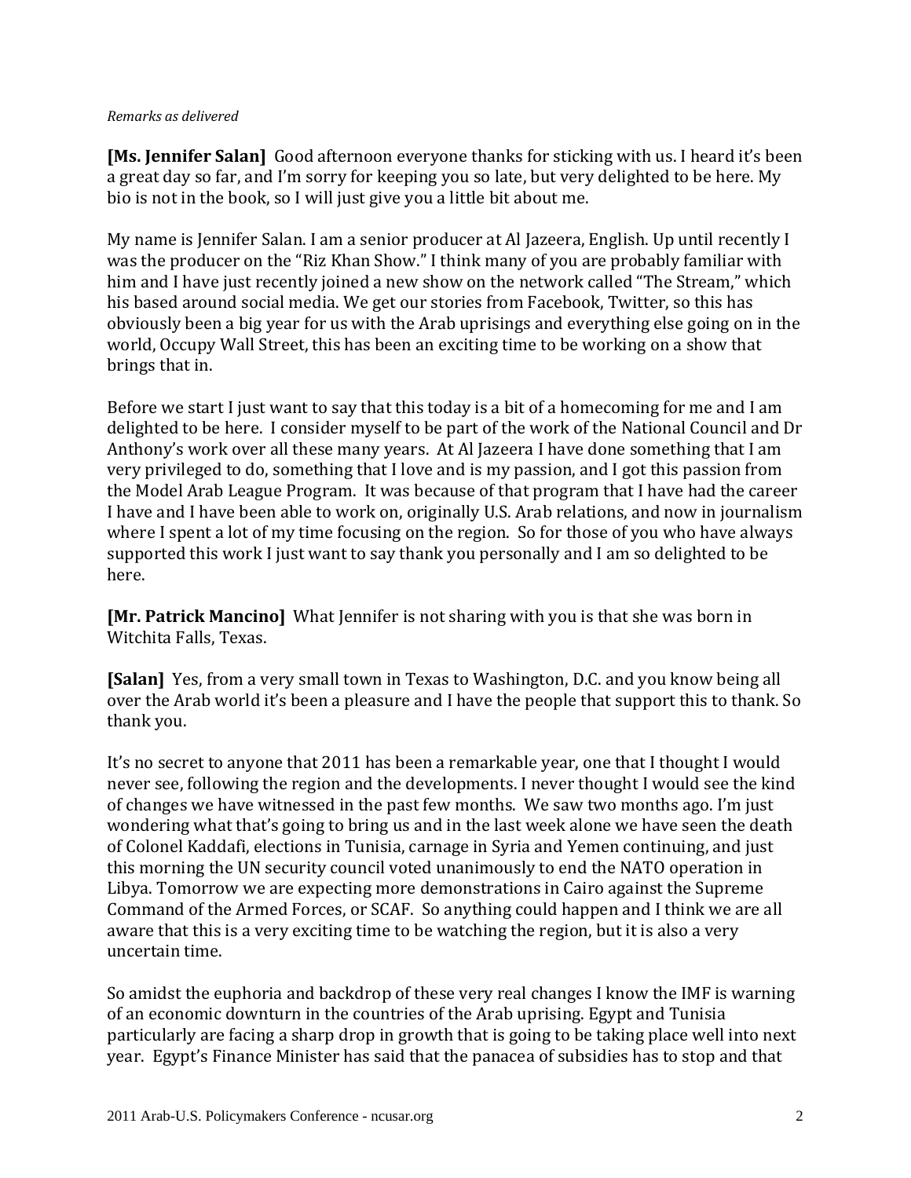*Remarks as delivered*

**[Ms. Jennifer Salan]** Good afternoon everyone thanks for sticking with us. I heard it's been a great day so far, and I'm sorry for keeping you so late, but very delighted to be here. My bio is not in the book, so I will just give you a little bit about me.

My name is Jennifer Salan. I am a senior producer at Al Jazeera, English. Up until recently I was the producer on the "Riz Khan Show." I think many of you are probably familiar with him and I have just recently joined a new show on the network called "The Stream," which his based around social media. We get our stories from Facebook, Twitter, so this has obviously been a big year for us with the Arab uprisings and everything else going on in the world, Occupy Wall Street, this has been an exciting time to be working on a show that brings that in.

Before we start I just want to say that this today is a bit of a homecoming for me and I am delighted to be here. I consider myself to be part of the work of the National Council and Dr Anthony's work over all these many years. At Al Jazeera I have done something that I am very privileged to do, something that I love and is my passion, and I got this passion from the Model Arab League Program. It was because of that program that I have had the career I have and I have been able to work on, originally U.S. Arab relations, and now in journalism where I spent a lot of my time focusing on the region. So for those of you who have always supported this work I just want to say thank you personally and I am so delighted to be here.

**[Mr. Patrick Mancino]** What Jennifer is not sharing with you is that she was born in Witchita Falls, Texas.

**[Salan]** Yes, from a very small town in Texas to Washington, D.C. and you know being all over the Arab world it's been a pleasure and I have the people that support this to thank. So thank you.

It's no secret to anyone that 2011 has been a remarkable year, one that I thought I would never see, following the region and the developments. I never thought I would see the kind of changes we have witnessed in the past few months. We saw two months ago. I'm just wondering what that's going to bring us and in the last week alone we have seen the death of Colonel Kaddafi, elections in Tunisia, carnage in Syria and Yemen continuing, and just this morning the UN security council voted unanimously to end the NATO operation in Libya. Tomorrow we are expecting more demonstrations in Cairo against the Supreme Command of the Armed Forces, or SCAF. So anything could happen and I think we are all aware that this is a very exciting time to be watching the region, but it is also a very uncertain time.

So amidst the euphoria and backdrop of these very real changes I know the IMF is warning of an economic downturn in the countries of the Arab uprising. Egypt and Tunisia particularly are facing a sharp drop in growth that is going to be taking place well into next year. Egypt's Finance Minister has said that the panacea of subsidies has to stop and that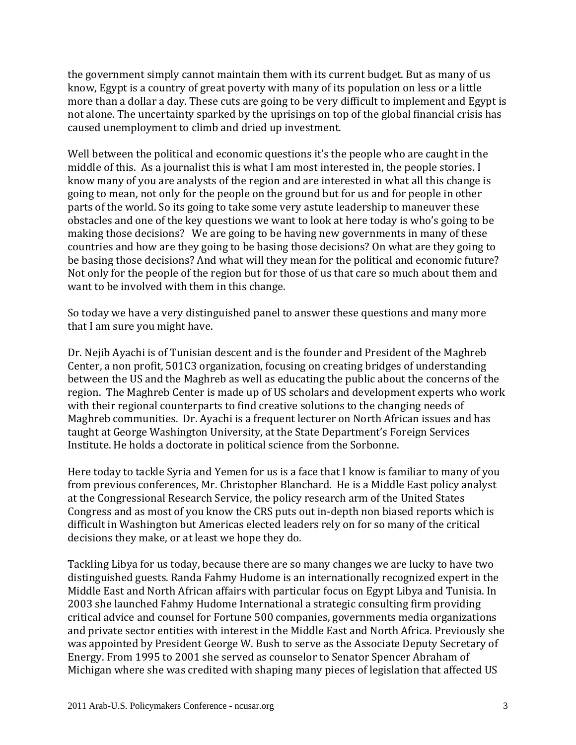the government simply cannot maintain them with its current budget. But as many of us know, Egypt is a country of great poverty with many of its population on less or a little more than a dollar a day. These cuts are going to be very difficult to implement and Egypt is not alone. The uncertainty sparked by the uprisings on top of the global financial crisis has caused unemployment to climb and dried up investment.

Well between the political and economic questions it's the people who are caught in the middle of this. As a journalist this is what I am most interested in, the people stories. I know many of you are analysts of the region and are interested in what all this change is going to mean, not only for the people on the ground but for us and for people in other parts of the world. So its going to take some very astute leadership to maneuver these obstacles and one of the key questions we want to look at here today is who's going to be making those decisions? We are going to be having new governments in many of these countries and how are they going to be basing those decisions? On what are they going to be basing those decisions? And what will they mean for the political and economic future? Not only for the people of the region but for those of us that care so much about them and want to be involved with them in this change.

So today we have a very distinguished panel to answer these questions and many more that I am sure you might have.

Dr. Nejib Ayachi is of Tunisian descent and is the founder and President of the Maghreb Center, a non profit, 501C3 organization, focusing on creating bridges of understanding between the US and the Maghreb as well as educating the public about the concerns of the region. The Maghreb Center is made up of US scholars and development experts who work with their regional counterparts to find creative solutions to the changing needs of Maghreb communities. Dr. Ayachi is a frequent lecturer on North African issues and has taught at George Washington University, at the State Department's Foreign Services Institute. He holds a doctorate in political science from the Sorbonne.

Here today to tackle Syria and Yemen for us is a face that I know is familiar to many of you from previous conferences, Mr. Christopher Blanchard. He is a Middle East policy analyst at the Congressional Research Service, the policy research arm of the United States Congress and as most of you know the CRS puts out in-depth non biased reports which is difficult in Washington but Americas elected leaders rely on for so many of the critical decisions they make, or at least we hope they do.

Tackling Libya for us today, because there are so many changes we are lucky to have two distinguished guests. Randa Fahmy Hudome is an internationally recognized expert in the Middle East and North African affairs with particular focus on Egypt Libya and Tunisia. In 2003 she launched Fahmy Hudome International a strategic consulting firm providing critical advice and counsel for Fortune 500 companies, governments media organizations and private sector entities with interest in the Middle East and North Africa. Previously she was appointed by President George W. Bush to serve as the Associate Deputy Secretary of Energy. From 1995 to 2001 she served as counselor to Senator Spencer Abraham of Michigan where she was credited with shaping many pieces of legislation that affected US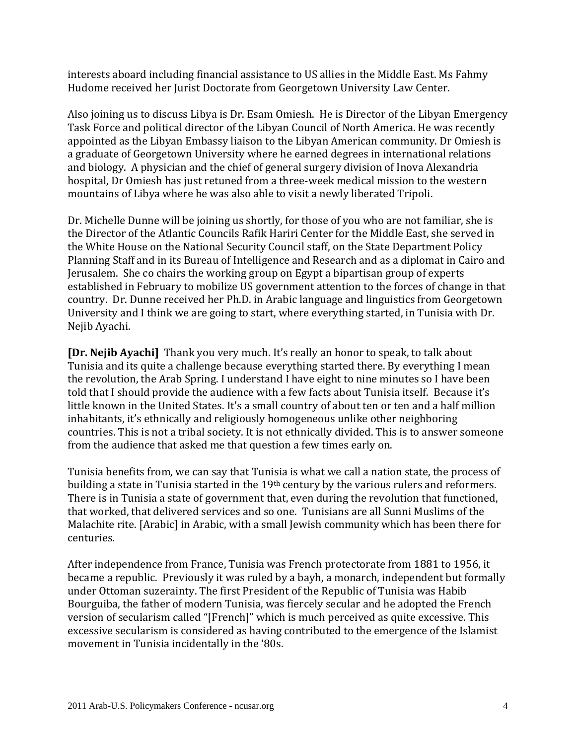interests aboard including financial assistance to US allies in the Middle East. Ms Fahmy Hudome received her Jurist Doctorate from Georgetown University Law Center.

Also joining us to discuss Libya is Dr. Esam Omiesh. He is Director of the Libyan Emergency Task Force and political director of the Libyan Council of North America. He was recently appointed as the Libyan Embassy liaison to the Libyan American community. Dr Omiesh is a graduate of Georgetown University where he earned degrees in international relations and biology. A physician and the chief of general surgery division of Inova Alexandria hospital, Dr Omiesh has just retuned from a three-week medical mission to the western mountains of Libya where he was also able to visit a newly liberated Tripoli.

Dr. Michelle Dunne will be joining us shortly, for those of you who are not familiar, she is the Director of the Atlantic Councils Rafik Hariri Center for the Middle East, she served in the White House on the National Security Council staff, on the State Department Policy Planning Staff and in its Bureau of Intelligence and Research and as a diplomat in Cairo and Jerusalem. She co chairs the working group on Egypt a bipartisan group of experts established in February to mobilize US government attention to the forces of change in that country. Dr. Dunne received her Ph.D. in Arabic language and linguistics from Georgetown University and I think we are going to start, where everything started, in Tunisia with Dr. Nejib Ayachi.

**[Dr. Nejib Ayachi]** Thank you very much. It's really an honor to speak, to talk about Tunisia and its quite a challenge because everything started there. By everything I mean the revolution, the Arab Spring. I understand I have eight to nine minutes so I have been told that I should provide the audience with a few facts about Tunisia itself. Because it's little known in the United States. It's a small country of about ten or ten and a half million inhabitants, it's ethnically and religiously homogeneous unlike other neighboring countries. This is not a tribal society. It is not ethnically divided. This is to answer someone from the audience that asked me that question a few times early on.

Tunisia benefits from, we can say that Tunisia is what we call a nation state, the process of building a state in Tunisia started in the 19th century by the various rulers and reformers. There is in Tunisia a state of government that, even during the revolution that functioned, that worked, that delivered services and so one. Tunisians are all Sunni Muslims of the Malachite rite. [Arabic] in Arabic, with a small Jewish community which has been there for centuries.

After independence from France, Tunisia was French protectorate from 1881 to 1956, it became a republic. Previously it was ruled by a bayh, a monarch, independent but formally under Ottoman suzerainty. The first President of the Republic of Tunisia was Habib Bourguiba, the father of modern Tunisia, was fiercely secular and he adopted the French version of secularism called "[French]" which is much perceived as quite excessive. This excessive secularism is considered as having contributed to the emergence of the Islamist movement in Tunisia incidentally in the '80s.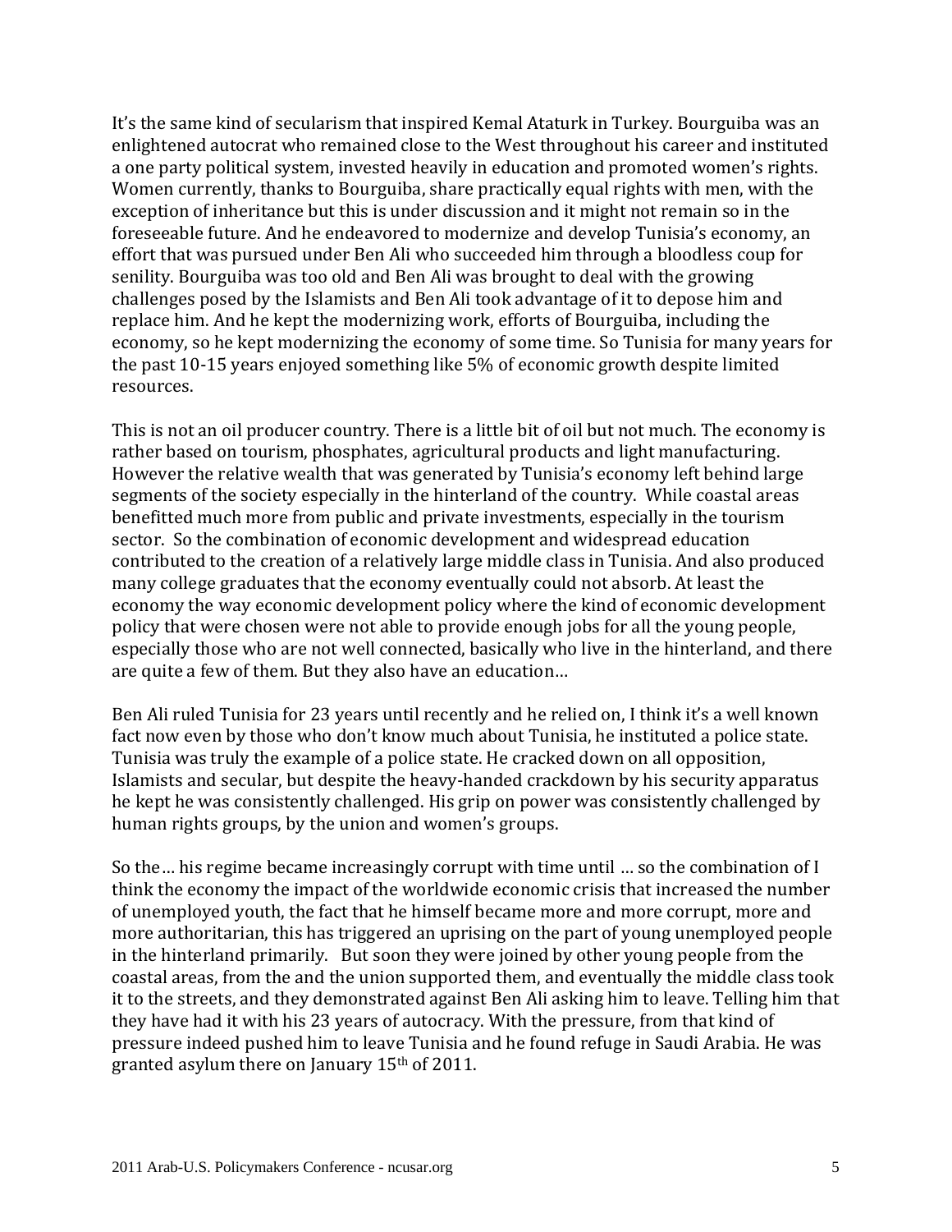It's the same kind of secularism that inspired Kemal Ataturk in Turkey. Bourguiba was an enlightened autocrat who remained close to the West throughout his career and instituted a one party political system, invested heavily in education and promoted women's rights. Women currently, thanks to Bourguiba, share practically equal rights with men, with the exception of inheritance but this is under discussion and it might not remain so in the foreseeable future. And he endeavored to modernize and develop Tunisia's economy, an effort that was pursued under Ben Ali who succeeded him through a bloodless coup for senility. Bourguiba was too old and Ben Ali was brought to deal with the growing challenges posed by the Islamists and Ben Ali took advantage of it to depose him and replace him. And he kept the modernizing work, efforts of Bourguiba, including the economy, so he kept modernizing the economy of some time. So Tunisia for many years for the past 10-15 years enjoyed something like 5% of economic growth despite limited resources.

This is not an oil producer country. There is a little bit of oil but not much. The economy is rather based on tourism, phosphates, agricultural products and light manufacturing. However the relative wealth that was generated by Tunisia's economy left behind large segments of the society especially in the hinterland of the country. While coastal areas benefitted much more from public and private investments, especially in the tourism sector. So the combination of economic development and widespread education contributed to the creation of a relatively large middle class in Tunisia. And also produced many college graduates that the economy eventually could not absorb. At least the economy the way economic development policy where the kind of economic development policy that were chosen were not able to provide enough jobs for all the young people, especially those who are not well connected, basically who live in the hinterland, and there are quite a few of them. But they also have an education…

Ben Ali ruled Tunisia for 23 years until recently and he relied on, I think it's a well known fact now even by those who don't know much about Tunisia, he instituted a police state. Tunisia was truly the example of a police state. He cracked down on all opposition, Islamists and secular, but despite the heavy-handed crackdown by his security apparatus he kept he was consistently challenged. His grip on power was consistently challenged by human rights groups, by the union and women's groups.

So the… his regime became increasingly corrupt with time until … so the combination of I think the economy the impact of the worldwide economic crisis that increased the number of unemployed youth, the fact that he himself became more and more corrupt, more and more authoritarian, this has triggered an uprising on the part of young unemployed people in the hinterland primarily. But soon they were joined by other young people from the coastal areas, from the and the union supported them, and eventually the middle class took it to the streets, and they demonstrated against Ben Ali asking him to leave. Telling him that they have had it with his 23 years of autocracy. With the pressure, from that kind of pressure indeed pushed him to leave Tunisia and he found refuge in Saudi Arabia. He was granted asylum there on January 15th of 2011.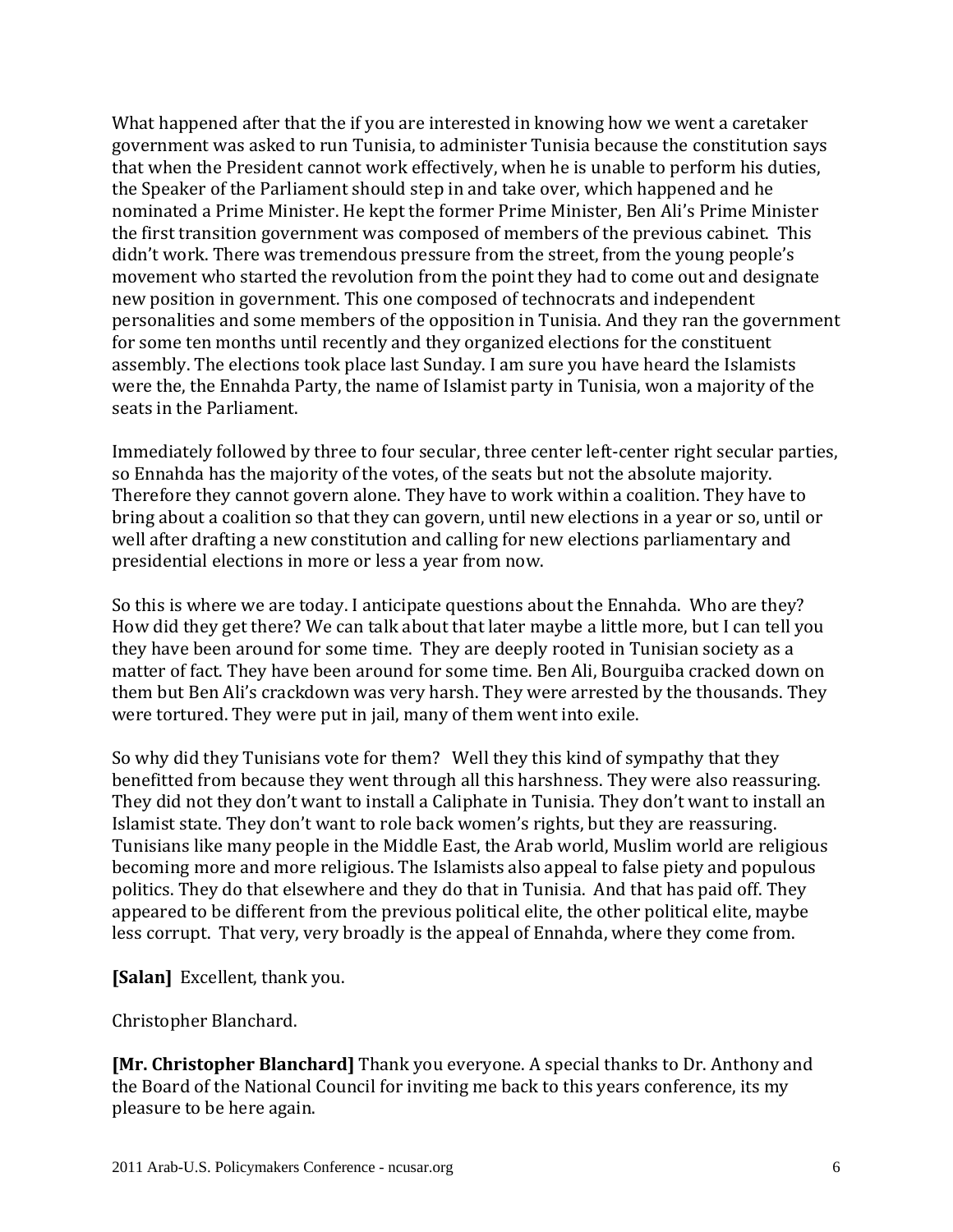What happened after that the if you are interested in knowing how we went a caretaker government was asked to run Tunisia, to administer Tunisia because the constitution says that when the President cannot work effectively, when he is unable to perform his duties, the Speaker of the Parliament should step in and take over, which happened and he nominated a Prime Minister. He kept the former Prime Minister, Ben Ali's Prime Minister the first transition government was composed of members of the previous cabinet. This didn't work. There was tremendous pressure from the street, from the young people's movement who started the revolution from the point they had to come out and designate new position in government. This one composed of technocrats and independent personalities and some members of the opposition in Tunisia. And they ran the government for some ten months until recently and they organized elections for the constituent assembly. The elections took place last Sunday. I am sure you have heard the Islamists were the, the Ennahda Party, the name of Islamist party in Tunisia, won a majority of the seats in the Parliament.

Immediately followed by three to four secular, three center left-center right secular parties, so Ennahda has the majority of the votes, of the seats but not the absolute majority. Therefore they cannot govern alone. They have to work within a coalition. They have to bring about a coalition so that they can govern, until new elections in a year or so, until or well after drafting a new constitution and calling for new elections parliamentary and presidential elections in more or less a year from now.

So this is where we are today. I anticipate questions about the Ennahda. Who are they? How did they get there? We can talk about that later maybe a little more, but I can tell you they have been around for some time. They are deeply rooted in Tunisian society as a matter of fact. They have been around for some time. Ben Ali, Bourguiba cracked down on them but Ben Ali's crackdown was very harsh. They were arrested by the thousands. They were tortured. They were put in jail, many of them went into exile.

So why did they Tunisians vote for them? Well they this kind of sympathy that they benefitted from because they went through all this harshness. They were also reassuring. They did not they don't want to install a Caliphate in Tunisia. They don't want to install an Islamist state. They don't want to role back women's rights, but they are reassuring. Tunisians like many people in the Middle East, the Arab world, Muslim world are religious becoming more and more religious. The Islamists also appeal to false piety and populous politics. They do that elsewhere and they do that in Tunisia. And that has paid off. They appeared to be different from the previous political elite, the other political elite, maybe less corrupt. That very, very broadly is the appeal of Ennahda, where they come from.

**[Salan]** Excellent, thank you.

Christopher Blanchard.

**[Mr. Christopher Blanchard]** Thank you everyone. A special thanks to Dr. Anthony and the Board of the National Council for inviting me back to this years conference, its my pleasure to be here again.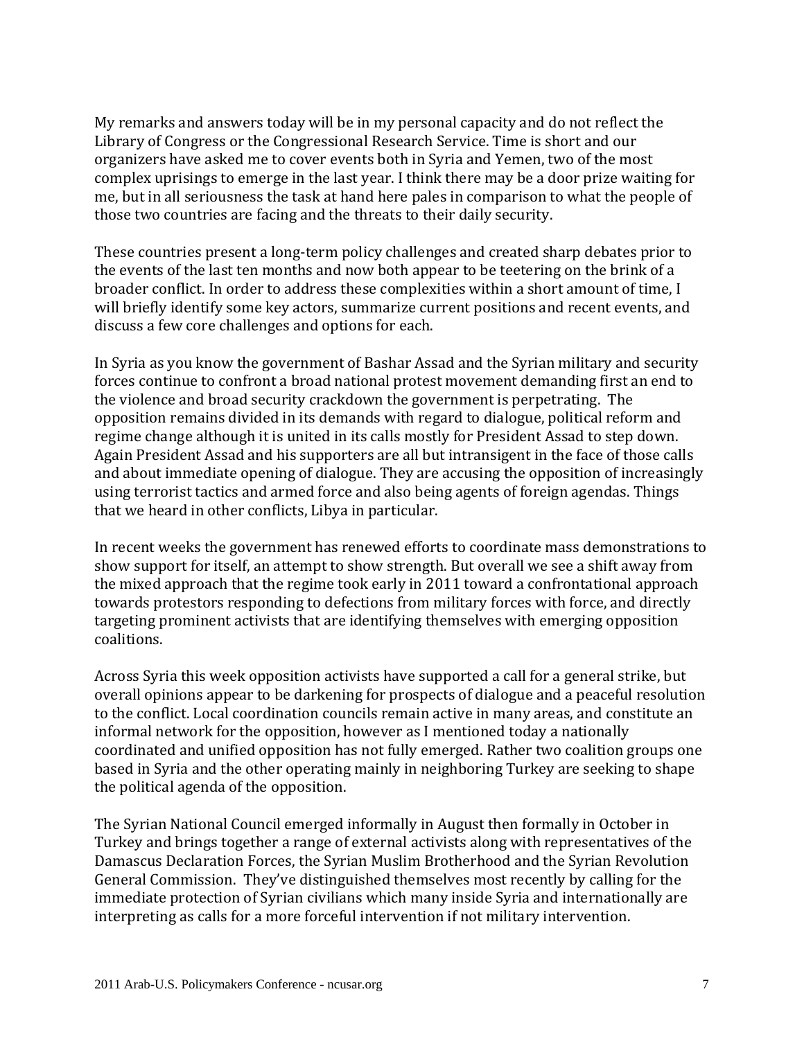My remarks and answers today will be in my personal capacity and do not reflect the Library of Congress or the Congressional Research Service. Time is short and our organizers have asked me to cover events both in Syria and Yemen, two of the most complex uprisings to emerge in the last year. I think there may be a door prize waiting for me, but in all seriousness the task at hand here pales in comparison to what the people of those two countries are facing and the threats to their daily security.

These countries present a long-term policy challenges and created sharp debates prior to the events of the last ten months and now both appear to be teetering on the brink of a broader conflict. In order to address these complexities within a short amount of time, I will briefly identify some key actors, summarize current positions and recent events, and discuss a few core challenges and options for each.

In Syria as you know the government of Bashar Assad and the Syrian military and security forces continue to confront a broad national protest movement demanding first an end to the violence and broad security crackdown the government is perpetrating. The opposition remains divided in its demands with regard to dialogue, political reform and regime change although it is united in its calls mostly for President Assad to step down. Again President Assad and his supporters are all but intransigent in the face of those calls and about immediate opening of dialogue. They are accusing the opposition of increasingly using terrorist tactics and armed force and also being agents of foreign agendas. Things that we heard in other conflicts, Libya in particular.

In recent weeks the government has renewed efforts to coordinate mass demonstrations to show support for itself, an attempt to show strength. But overall we see a shift away from the mixed approach that the regime took early in 2011 toward a confrontational approach towards protestors responding to defections from military forces with force, and directly targeting prominent activists that are identifying themselves with emerging opposition coalitions.

Across Syria this week opposition activists have supported a call for a general strike, but overall opinions appear to be darkening for prospects of dialogue and a peaceful resolution to the conflict. Local coordination councils remain active in many areas, and constitute an informal network for the opposition, however as I mentioned today a nationally coordinated and unified opposition has not fully emerged. Rather two coalition groups one based in Syria and the other operating mainly in neighboring Turkey are seeking to shape the political agenda of the opposition.

The Syrian National Council emerged informally in August then formally in October in Turkey and brings together a range of external activists along with representatives of the Damascus Declaration Forces, the Syrian Muslim Brotherhood and the Syrian Revolution General Commission. They've distinguished themselves most recently by calling for the immediate protection of Syrian civilians which many inside Syria and internationally are interpreting as calls for a more forceful intervention if not military intervention.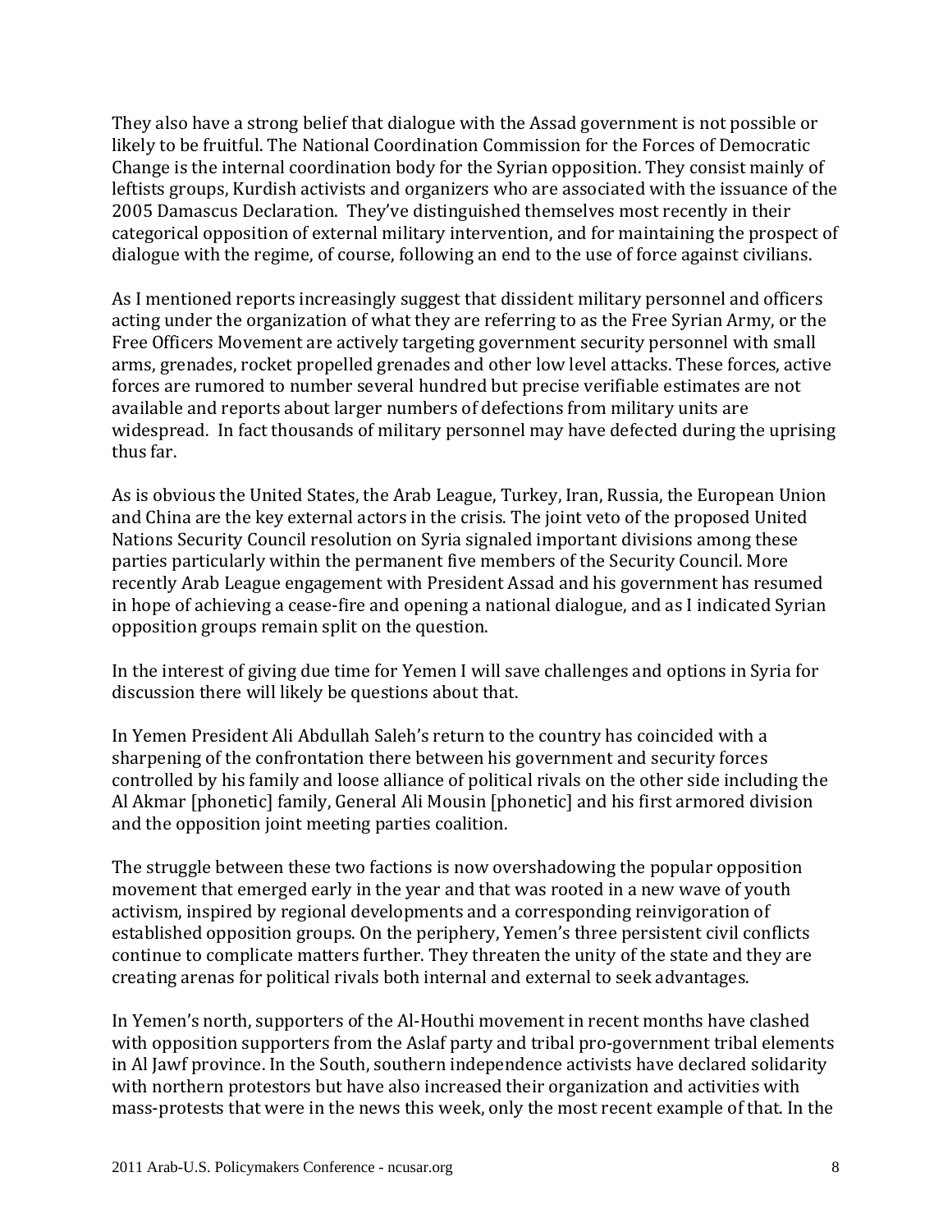They also have a strong belief that dialogue with the Assad government is not possible or likely to be fruitful. The National Coordination Commission for the Forces of Democratic Change is the internal coordination body for the Syrian opposition. They consist mainly of leftists groups, Kurdish activists and organizers who are associated with the issuance of the 2005 Damascus Declaration. They've distinguished themselves most recently in their categorical opposition of external military intervention, and for maintaining the prospect of dialogue with the regime, of course, following an end to the use of force against civilians.

As I mentioned reports increasingly suggest that dissident military personnel and officers acting under the organization of what they are referring to as the Free Syrian Army, or the Free Officers Movement are actively targeting government security personnel with small arms, grenades, rocket propelled grenades and other low level attacks. These forces, active forces are rumored to number several hundred but precise verifiable estimates are not available and reports about larger numbers of defections from military units are widespread. In fact thousands of military personnel may have defected during the uprising thus far.

As is obvious the United States, the Arab League, Turkey, Iran, Russia, the European Union and China are the key external actors in the crisis. The joint veto of the proposed United Nations Security Council resolution on Syria signaled important divisions among these parties particularly within the permanent five members of the Security Council. More recently Arab League engagement with President Assad and his government has resumed in hope of achieving a cease-fire and opening a national dialogue, and as I indicated Syrian opposition groups remain split on the question.

In the interest of giving due time for Yemen I will save challenges and options in Syria for discussion there will likely be questions about that.

In Yemen President Ali Abdullah Saleh's return to the country has coincided with a sharpening of the confrontation there between his government and security forces controlled by his family and loose alliance of political rivals on the other side including the Al Akmar [phonetic] family, General Ali Mousin [phonetic] and his first armored division and the opposition joint meeting parties coalition.

The struggle between these two factions is now overshadowing the popular opposition movement that emerged early in the year and that was rooted in a new wave of youth activism, inspired by regional developments and a corresponding reinvigoration of established opposition groups. On the periphery, Yemen's three persistent civil conflicts continue to complicate matters further. They threaten the unity of the state and they are creating arenas for political rivals both internal and external to seek advantages.

In Yemen's north, supporters of the Al-Houthi movement in recent months have clashed with opposition supporters from the Aslaf party and tribal pro-government tribal elements in Al Jawf province. In the South, southern independence activists have declared solidarity with northern protestors but have also increased their organization and activities with mass-protests that were in the news this week, only the most recent example of that. In the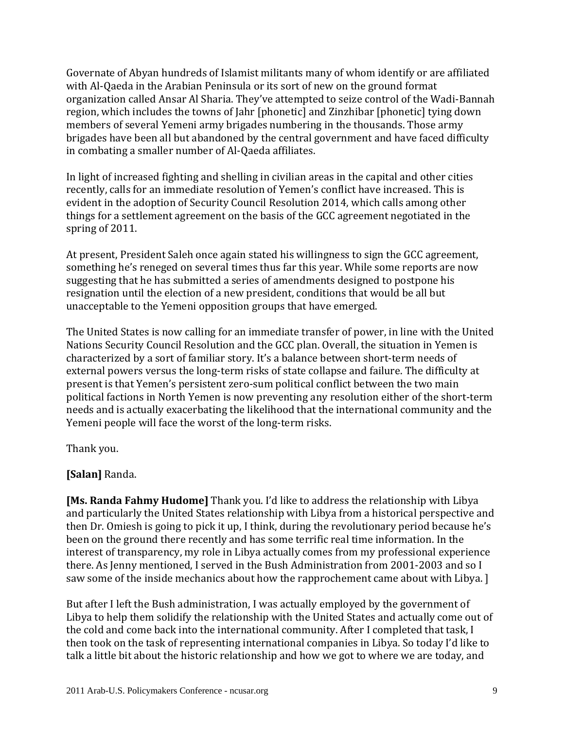Governate of Abyan hundreds of Islamist militants many of whom identify or are affiliated with Al-Qaeda in the Arabian Peninsula or its sort of new on the ground format organization called Ansar Al Sharia. They've attempted to seize control of the Wadi-Bannah region, which includes the towns of Jahr [phonetic] and Zinzhibar [phonetic] tying down members of several Yemeni army brigades numbering in the thousands. Those army brigades have been all but abandoned by the central government and have faced difficulty in combating a smaller number of Al-Qaeda affiliates.

In light of increased fighting and shelling in civilian areas in the capital and other cities recently, calls for an immediate resolution of Yemen's conflict have increased. This is evident in the adoption of Security Council Resolution 2014, which calls among other things for a settlement agreement on the basis of the GCC agreement negotiated in the spring of 2011.

At present, President Saleh once again stated his willingness to sign the GCC agreement, something he's reneged on several times thus far this year. While some reports are now suggesting that he has submitted a series of amendments designed to postpone his resignation until the election of a new president, conditions that would be all but unacceptable to the Yemeni opposition groups that have emerged.

The United States is now calling for an immediate transfer of power, in line with the United Nations Security Council Resolution and the GCC plan. Overall, the situation in Yemen is characterized by a sort of familiar story. It's a balance between short-term needs of external powers versus the long-term risks of state collapse and failure. The difficulty at present is that Yemen's persistent zero-sum political conflict between the two main political factions in North Yemen is now preventing any resolution either of the short-term needs and is actually exacerbating the likelihood that the international community and the Yemeni people will face the worst of the long-term risks.

Thank you.

**[Salan]** Randa.

**[Ms. Randa Fahmy Hudome]** Thank you. I'd like to address the relationship with Libya and particularly the United States relationship with Libya from a historical perspective and then Dr. Omiesh is going to pick it up, I think, during the revolutionary period because he's been on the ground there recently and has some terrific real time information. In the interest of transparency, my role in Libya actually comes from my professional experience there. As Jenny mentioned, I served in the Bush Administration from 2001-2003 and so I saw some of the inside mechanics about how the rapprochement came about with Libya. ]

But after I left the Bush administration, I was actually employed by the government of Libya to help them solidify the relationship with the United States and actually come out of the cold and come back into the international community. After I completed that task, I then took on the task of representing international companies in Libya. So today I'd like to talk a little bit about the historic relationship and how we got to where we are today, and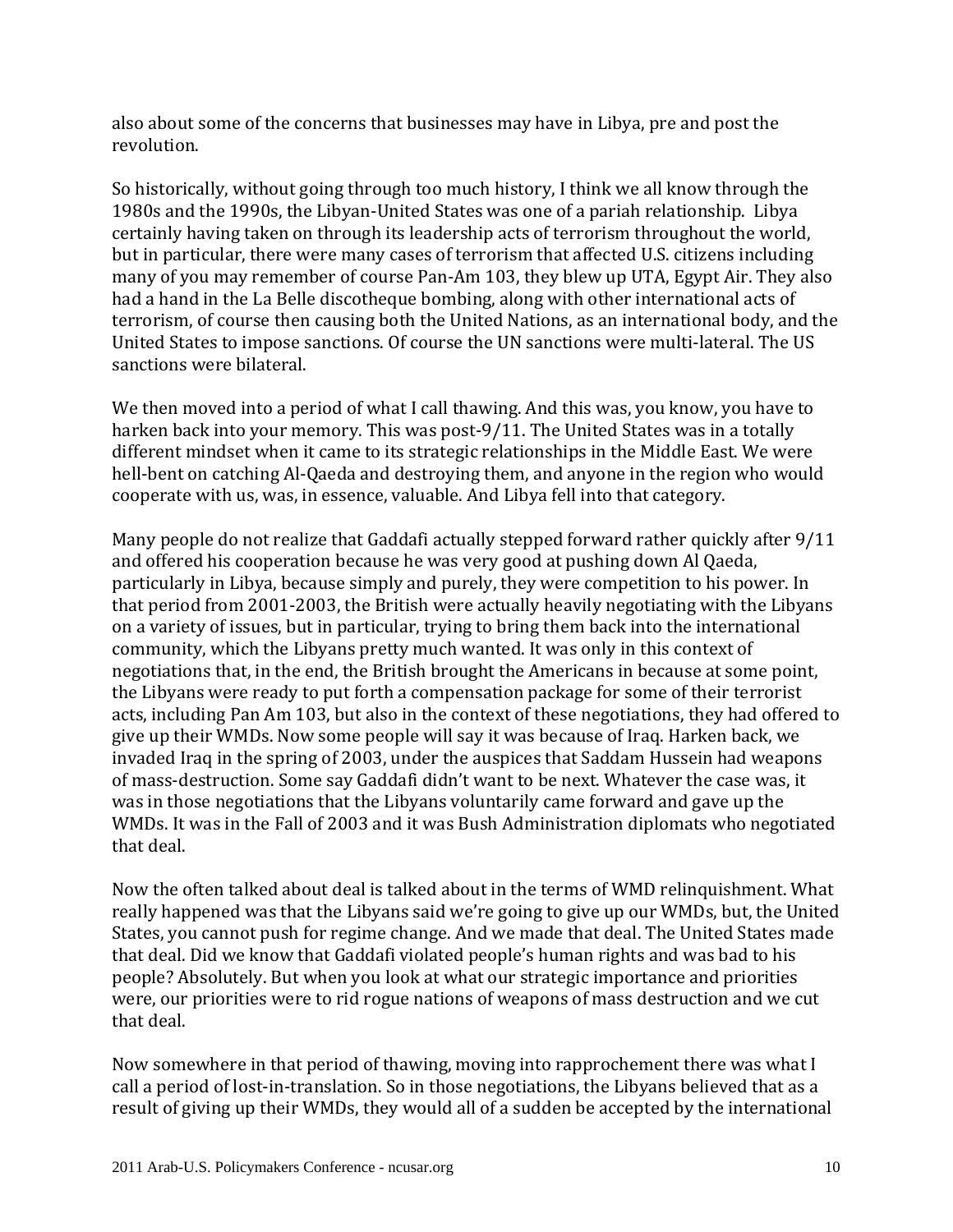also about some of the concerns that businesses may have in Libya, pre and post the revolution.

So historically, without going through too much history, I think we all know through the 1980s and the 1990s, the Libyan-United States was one of a pariah relationship. Libya certainly having taken on through its leadership acts of terrorism throughout the world, but in particular, there were many cases of terrorism that affected U.S. citizens including many of you may remember of course Pan-Am 103, they blew up UTA, Egypt Air. They also had a hand in the La Belle discotheque bombing, along with other international acts of terrorism, of course then causing both the United Nations, as an international body, and the United States to impose sanctions. Of course the UN sanctions were multi-lateral. The US sanctions were bilateral.

We then moved into a period of what I call thawing. And this was, you know, you have to harken back into your memory. This was post-9/11. The United States was in a totally different mindset when it came to its strategic relationships in the Middle East. We were hell-bent on catching Al-Qaeda and destroying them, and anyone in the region who would cooperate with us, was, in essence, valuable. And Libya fell into that category.

Many people do not realize that Gaddafi actually stepped forward rather quickly after 9/11 and offered his cooperation because he was very good at pushing down Al Qaeda, particularly in Libya, because simply and purely, they were competition to his power. In that period from 2001-2003, the British were actually heavily negotiating with the Libyans on a variety of issues, but in particular, trying to bring them back into the international community, which the Libyans pretty much wanted. It was only in this context of negotiations that, in the end, the British brought the Americans in because at some point, the Libyans were ready to put forth a compensation package for some of their terrorist acts, including Pan Am 103, but also in the context of these negotiations, they had offered to give up their WMDs. Now some people will say it was because of Iraq. Harken back, we invaded Iraq in the spring of 2003, under the auspices that Saddam Hussein had weapons of mass-destruction. Some say Gaddafi didn't want to be next. Whatever the case was, it was in those negotiations that the Libyans voluntarily came forward and gave up the WMDs. It was in the Fall of 2003 and it was Bush Administration diplomats who negotiated that deal.

Now the often talked about deal is talked about in the terms of WMD relinquishment. What really happened was that the Libyans said we're going to give up our WMDs, but, the United States, you cannot push for regime change. And we made that deal. The United States made that deal. Did we know that Gaddafi violated people's human rights and was bad to his people? Absolutely. But when you look at what our strategic importance and priorities were, our priorities were to rid rogue nations of weapons of mass destruction and we cut that deal.

Now somewhere in that period of thawing, moving into rapprochement there was what I call a period of lost-in-translation. So in those negotiations, the Libyans believed that as a result of giving up their WMDs, they would all of a sudden be accepted by the international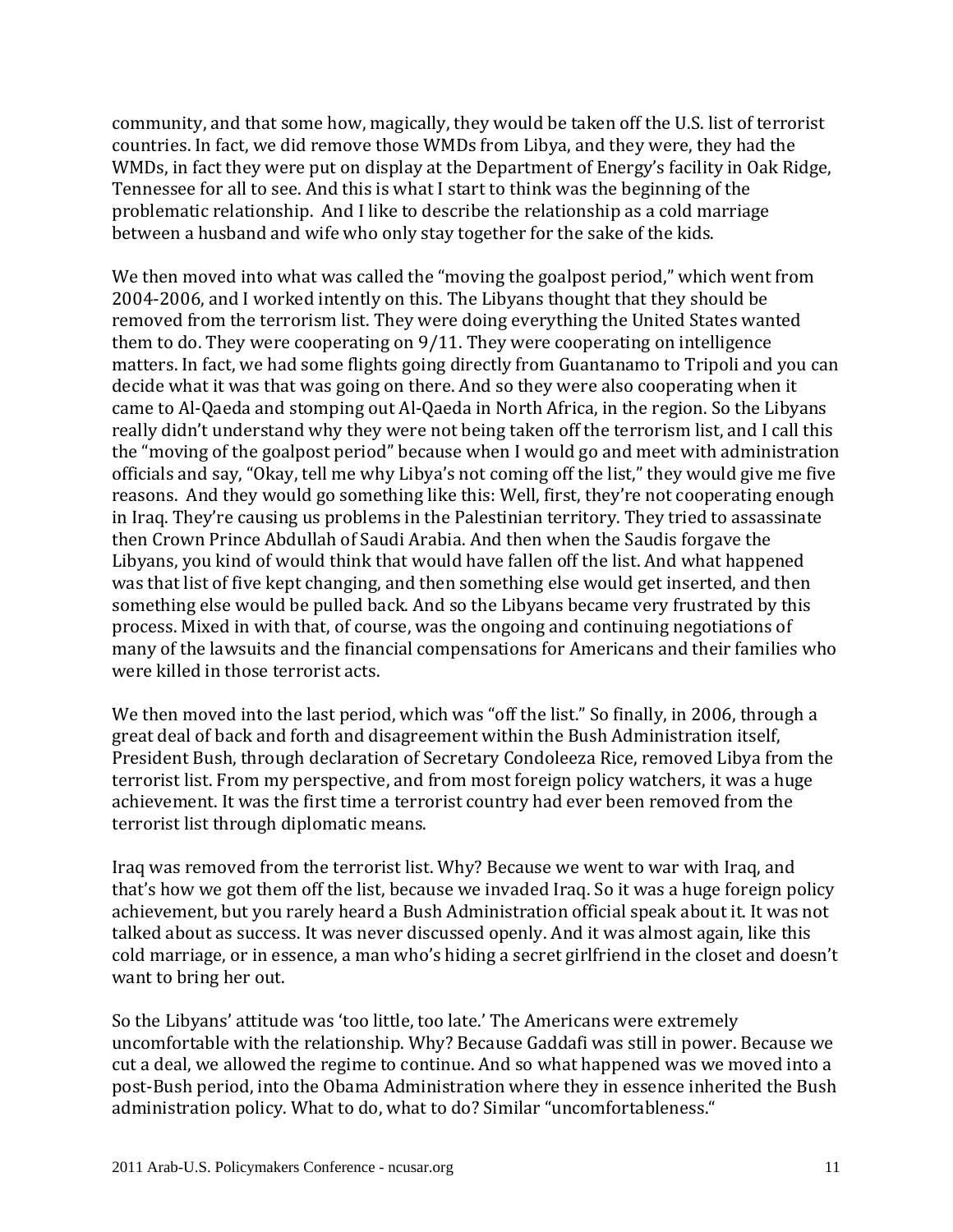community, and that some how, magically, they would be taken off the U.S. list of terrorist countries. In fact, we did remove those WMDs from Libya, and they were, they had the WMDs, in fact they were put on display at the Department of Energy's facility in Oak Ridge, Tennessee for all to see. And this is what I start to think was the beginning of the problematic relationship. And I like to describe the relationship as a cold marriage between a husband and wife who only stay together for the sake of the kids.

We then moved into what was called the "moving the goalpost period," which went from 2004-2006, and I worked intently on this. The Libyans thought that they should be removed from the terrorism list. They were doing everything the United States wanted them to do. They were cooperating on 9/11. They were cooperating on intelligence matters. In fact, we had some flights going directly from Guantanamo to Tripoli and you can decide what it was that was going on there. And so they were also cooperating when it came to Al-Qaeda and stomping out Al-Qaeda in North Africa, in the region. So the Libyans really didn't understand why they were not being taken off the terrorism list, and I call this the "moving of the goalpost period" because when I would go and meet with administration officials and say, "Okay, tell me why Libya's not coming off the list," they would give me five reasons. And they would go something like this: Well, first, they're not cooperating enough in Iraq. They're causing us problems in the Palestinian territory. They tried to assassinate then Crown Prince Abdullah of Saudi Arabia. And then when the Saudis forgave the Libyans, you kind of would think that would have fallen off the list. And what happened was that list of five kept changing, and then something else would get inserted, and then something else would be pulled back. And so the Libyans became very frustrated by this process. Mixed in with that, of course, was the ongoing and continuing negotiations of many of the lawsuits and the financial compensations for Americans and their families who were killed in those terrorist acts.

We then moved into the last period, which was "off the list." So finally, in 2006, through a great deal of back and forth and disagreement within the Bush Administration itself, President Bush, through declaration of Secretary Condoleeza Rice, removed Libya from the terrorist list. From my perspective, and from most foreign policy watchers, it was a huge achievement. It was the first time a terrorist country had ever been removed from the terrorist list through diplomatic means.

Iraq was removed from the terrorist list. Why? Because we went to war with Iraq, and that's how we got them off the list, because we invaded Iraq. So it was a huge foreign policy achievement, but you rarely heard a Bush Administration official speak about it. It was not talked about as success. It was never discussed openly. And it was almost again, like this cold marriage, or in essence, a man who's hiding a secret girlfriend in the closet and doesn't want to bring her out.

So the Libyans' attitude was 'too little, too late.' The Americans were extremely uncomfortable with the relationship. Why? Because Gaddafi was still in power. Because we cut a deal, we allowed the regime to continue. And so what happened was we moved into a post-Bush period, into the Obama Administration where they in essence inherited the Bush administration policy. What to do, what to do? Similar "uncomfortableness."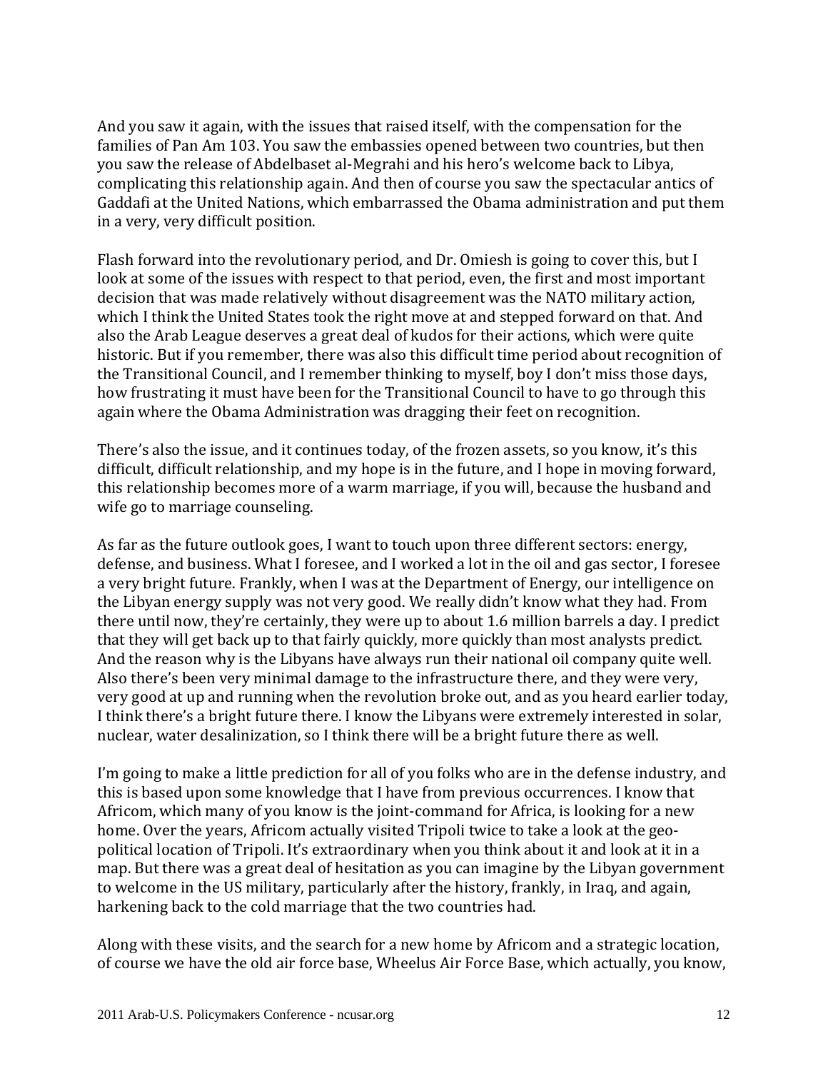And you saw it again, with the issues that raised itself, with the compensation for the families of Pan Am 103. You saw the embassies opened between two countries, but then you saw the release of Abdelbaset al-Megrahi and his hero's welcome back to Libya, complicating this relationship again. And then of course you saw the spectacular antics of Gaddafi at the United Nations, which embarrassed the Obama administration and put them in a very, very difficult position.

Flash forward into the revolutionary period, and Dr. Omiesh is going to cover this, but I look at some of the issues with respect to that period, even, the first and most important decision that was made relatively without disagreement was the NATO military action, which I think the United States took the right move at and stepped forward on that. And also the Arab League deserves a great deal of kudos for their actions, which were quite historic. But if you remember, there was also this difficult time period about recognition of the Transitional Council, and I remember thinking to myself, boy I don't miss those days, how frustrating it must have been for the Transitional Council to have to go through this again where the Obama Administration was dragging their feet on recognition.

There's also the issue, and it continues today, of the frozen assets, so you know, it's this difficult, difficult relationship, and my hope is in the future, and I hope in moving forward, this relationship becomes more of a warm marriage, if you will, because the husband and wife go to marriage counseling.

As far as the future outlook goes, I want to touch upon three different sectors: energy, defense, and business. What I foresee, and I worked a lot in the oil and gas sector, I foresee a very bright future. Frankly, when I was at the Department of Energy, our intelligence on the Libyan energy supply was not very good. We really didn't know what they had. From there until now, they're certainly, they were up to about 1.6 million barrels a day. I predict that they will get back up to that fairly quickly, more quickly than most analysts predict. And the reason why is the Libyans have always run their national oil company quite well. Also there's been very minimal damage to the infrastructure there, and they were very, very good at up and running when the revolution broke out, and as you heard earlier today, I think there's a bright future there. I know the Libyans were extremely interested in solar, nuclear, water desalinization, so I think there will be a bright future there as well.

I'm going to make a little prediction for all of you folks who are in the defense industry, and this is based upon some knowledge that I have from previous occurrences. I know that Africom, which many of you know is the joint-command for Africa, is looking for a new home. Over the years, Africom actually visited Tripoli twice to take a look at the geo-political location of Tripoli. It's extraordinary when you think about it and look at it in a map. But there was a great deal of hesitation as you can imagine by the Libyan government to welcome in the US military, particularly after the history, frankly, in Iraq, and again, harkening back to the cold marriage that the two countries had.

Along with these visits, and the search for a new home by Africom and a strategic location, of course we have the old air force base, Wheelus Air Force Base, which actually, you know,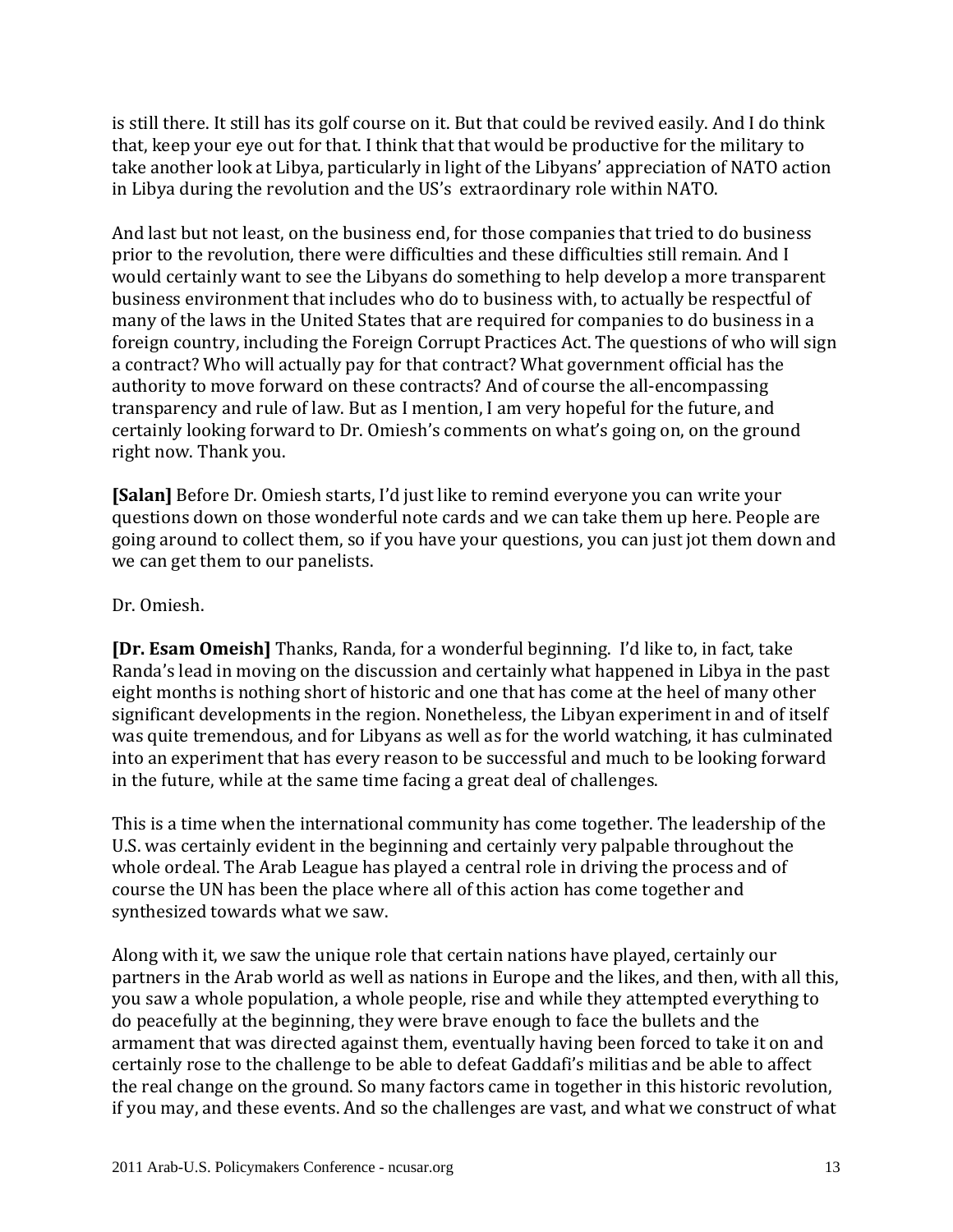is still there. It still has its golf course on it. But that could be revived easily. And I do think that, keep your eye out for that. I think that that would be productive for the military to take another look at Libya, particularly in light of the Libyans' appreciation of NATO action in Libya during the revolution and the US's extraordinary role within NATO.

And last but not least, on the business end, for those companies that tried to do business prior to the revolution, there were difficulties and these difficulties still remain. And I would certainly want to see the Libyans do something to help develop a more transparent business environment that includes who do to business with, to actually be respectful of many of the laws in the United States that are required for companies to do business in a foreign country, including the Foreign Corrupt Practices Act. The questions of who will sign a contract? Who will actually pay for that contract? What government official has the authority to move forward on these contracts? And of course the all-encompassing transparency and rule of law. But as I mention, I am very hopeful for the future, and certainly looking forward to Dr. Omiesh's comments on what's going on, on the ground right now. Thank you.

**[Salan]** Before Dr. Omiesh starts, I'd just like to remind everyone you can write your questions down on those wonderful note cards and we can take them up here. People are going around to collect them, so if you have your questions, you can just jot them down and we can get them to our panelists.

Dr. Omiesh.

**[Dr. Esam Omeish]** Thanks, Randa, for a wonderful beginning. I'd like to, in fact, take Randa's lead in moving on the discussion and certainly what happened in Libya in the past eight months is nothing short of historic and one that has come at the heel of many other significant developments in the region. Nonetheless, the Libyan experiment in and of itself was quite tremendous, and for Libyans as well as for the world watching, it has culminated into an experiment that has every reason to be successful and much to be looking forward in the future, while at the same time facing a great deal of challenges.

This is a time when the international community has come together. The leadership of the U.S. was certainly evident in the beginning and certainly very palpable throughout the whole ordeal. The Arab League has played a central role in driving the process and of course the UN has been the place where all of this action has come together and synthesized towards what we saw.

Along with it, we saw the unique role that certain nations have played, certainly our partners in the Arab world as well as nations in Europe and the likes, and then, with all this, you saw a whole population, a whole people, rise and while they attempted everything to do peacefully at the beginning, they were brave enough to face the bullets and the armament that was directed against them, eventually having been forced to take it on and certainly rose to the challenge to be able to defeat Gaddafi's militias and be able to affect the real change on the ground. So many factors came in together in this historic revolution, if you may, and these events. And so the challenges are vast, and what we construct of what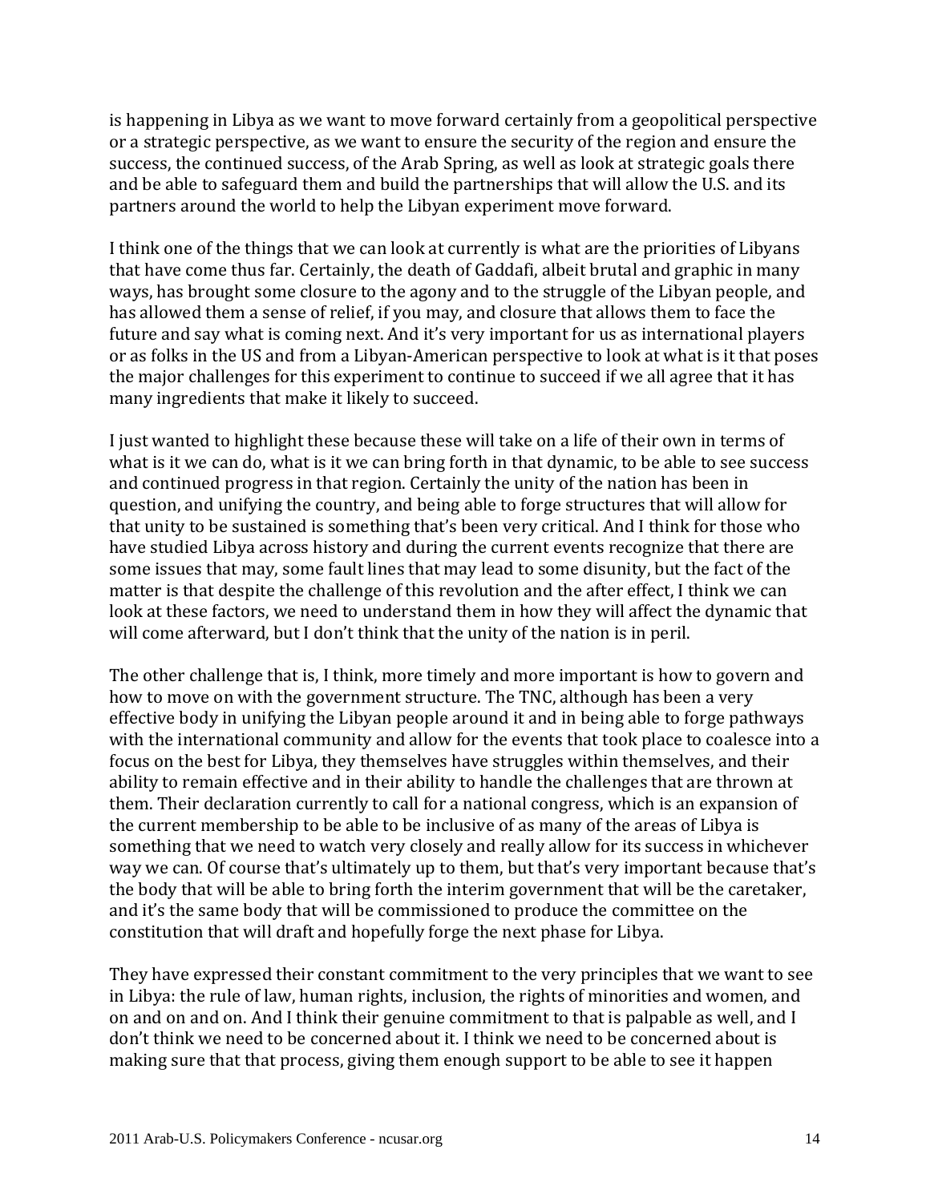is happening in Libya as we want to move forward certainly from a geopolitical perspective or a strategic perspective, as we want to ensure the security of the region and ensure the success, the continued success, of the Arab Spring, as well as look at strategic goals there and be able to safeguard them and build the partnerships that will allow the U.S. and its partners around the world to help the Libyan experiment move forward.

I think one of the things that we can look at currently is what are the priorities of Libyans that have come thus far. Certainly, the death of Gaddafi, albeit brutal and graphic in many ways, has brought some closure to the agony and to the struggle of the Libyan people, and has allowed them a sense of relief, if you may, and closure that allows them to face the future and say what is coming next. And it's very important for us as international players or as folks in the US and from a Libyan-American perspective to look at what is it that poses the major challenges for this experiment to continue to succeed if we all agree that it has many ingredients that make it likely to succeed.

I just wanted to highlight these because these will take on a life of their own in terms of what is it we can do, what is it we can bring forth in that dynamic, to be able to see success and continued progress in that region. Certainly the unity of the nation has been in question, and unifying the country, and being able to forge structures that will allow for that unity to be sustained is something that's been very critical. And I think for those who have studied Libya across history and during the current events recognize that there are some issues that may, some fault lines that may lead to some disunity, but the fact of the matter is that despite the challenge of this revolution and the after effect, I think we can look at these factors, we need to understand them in how they will affect the dynamic that will come afterward, but I don't think that the unity of the nation is in peril.

The other challenge that is, I think, more timely and more important is how to govern and how to move on with the government structure. The TNC, although has been a very effective body in unifying the Libyan people around it and in being able to forge pathways with the international community and allow for the events that took place to coalesce into a focus on the best for Libya, they themselves have struggles within themselves, and their ability to remain effective and in their ability to handle the challenges that are thrown at them. Their declaration currently to call for a national congress, which is an expansion of the current membership to be able to be inclusive of as many of the areas of Libya is something that we need to watch very closely and really allow for its success in whichever way we can. Of course that's ultimately up to them, but that's very important because that's the body that will be able to bring forth the interim government that will be the caretaker, and it's the same body that will be commissioned to produce the committee on the constitution that will draft and hopefully forge the next phase for Libya.

They have expressed their constant commitment to the very principles that we want to see in Libya: the rule of law, human rights, inclusion, the rights of minorities and women, and on and on and on. And I think their genuine commitment to that is palpable as well, and I don't think we need to be concerned about it. I think we need to be concerned about is making sure that that process, giving them enough support to be able to see it happen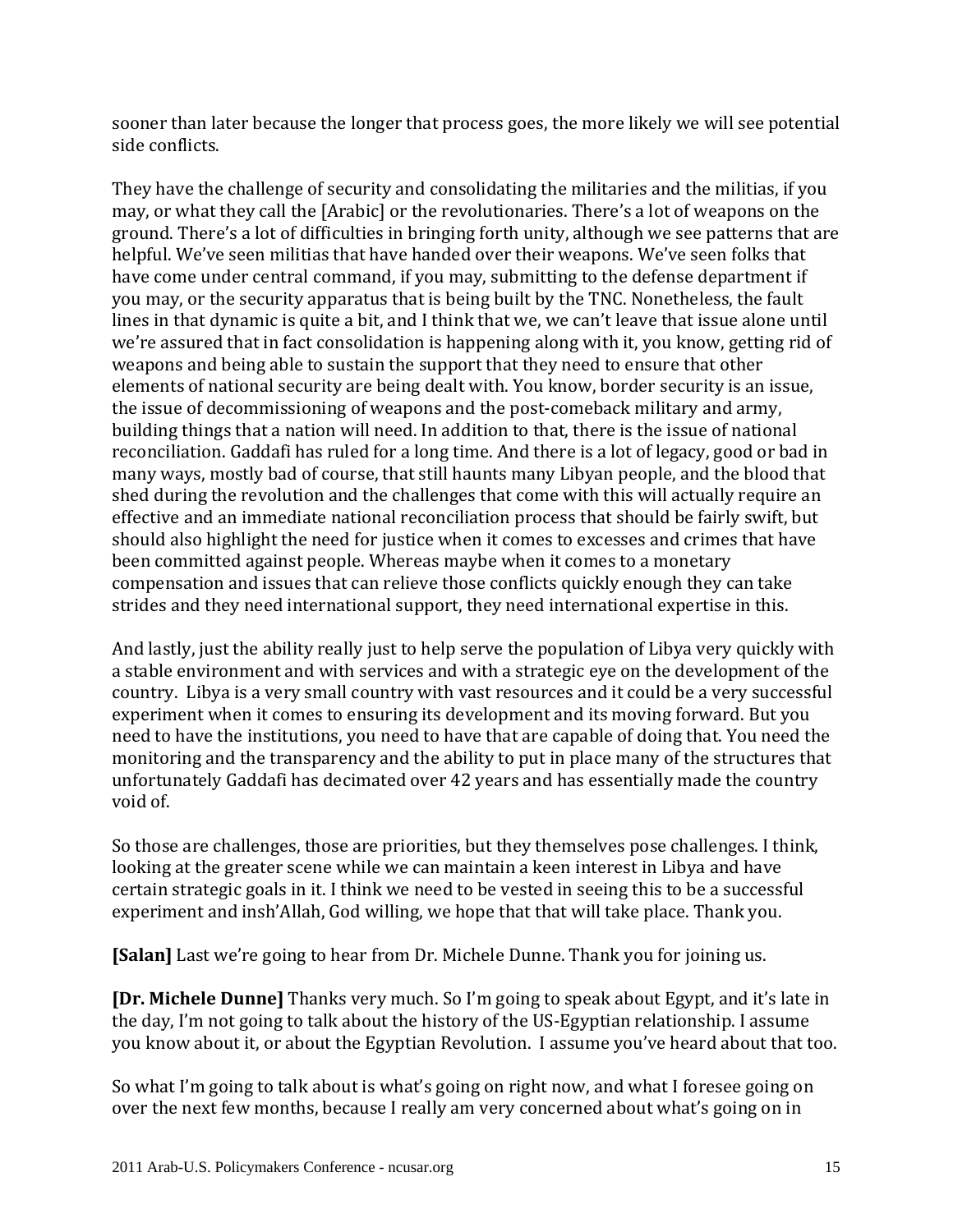sooner than later because the longer that process goes, the more likely we will see potential side conflicts.

They have the challenge of security and consolidating the militaries and the militias, if you may, or what they call the [Arabic] or the revolutionaries. There's a lot of weapons on the ground. There's a lot of difficulties in bringing forth unity, although we see patterns that are helpful. We've seen militias that have handed over their weapons. We've seen folks that have come under central command, if you may, submitting to the defense department if you may, or the security apparatus that is being built by the TNC. Nonetheless, the fault lines in that dynamic is quite a bit, and I think that we, we can't leave that issue alone until we're assured that in fact consolidation is happening along with it, you know, getting rid of weapons and being able to sustain the support that they need to ensure that other elements of national security are being dealt with. You know, border security is an issue, the issue of decommissioning of weapons and the post-comeback military and army, building things that a nation will need. In addition to that, there is the issue of national reconciliation. Gaddafi has ruled for a long time. And there is a lot of legacy, good or bad in many ways, mostly bad of course, that still haunts many Libyan people, and the blood that shed during the revolution and the challenges that come with this will actually require an effective and an immediate national reconciliation process that should be fairly swift, but should also highlight the need for justice when it comes to excesses and crimes that have been committed against people. Whereas maybe when it comes to a monetary compensation and issues that can relieve those conflicts quickly enough they can take strides and they need international support, they need international expertise in this.

And lastly, just the ability really just to help serve the population of Libya very quickly with a stable environment and with services and with a strategic eye on the development of the country. Libya is a very small country with vast resources and it could be a very successful experiment when it comes to ensuring its development and its moving forward. But you need to have the institutions, you need to have that are capable of doing that. You need the monitoring and the transparency and the ability to put in place many of the structures that unfortunately Gaddafi has decimated over 42 years and has essentially made the country void of.

So those are challenges, those are priorities, but they themselves pose challenges. I think, looking at the greater scene while we can maintain a keen interest in Libya and have certain strategic goals in it. I think we need to be vested in seeing this to be a successful experiment and insh'Allah, God willing, we hope that that will take place. Thank you.

**[Salan]** Last we're going to hear from Dr. Michele Dunne. Thank you for joining us.

**[Dr. Michele Dunne]** Thanks very much. So I'm going to speak about Egypt, and it's late in the day, I'm not going to talk about the history of the US-Egyptian relationship. I assume you know about it, or about the Egyptian Revolution. I assume you've heard about that too.

So what I'm going to talk about is what's going on right now, and what I foresee going on over the next few months, because I really am very concerned about what's going on in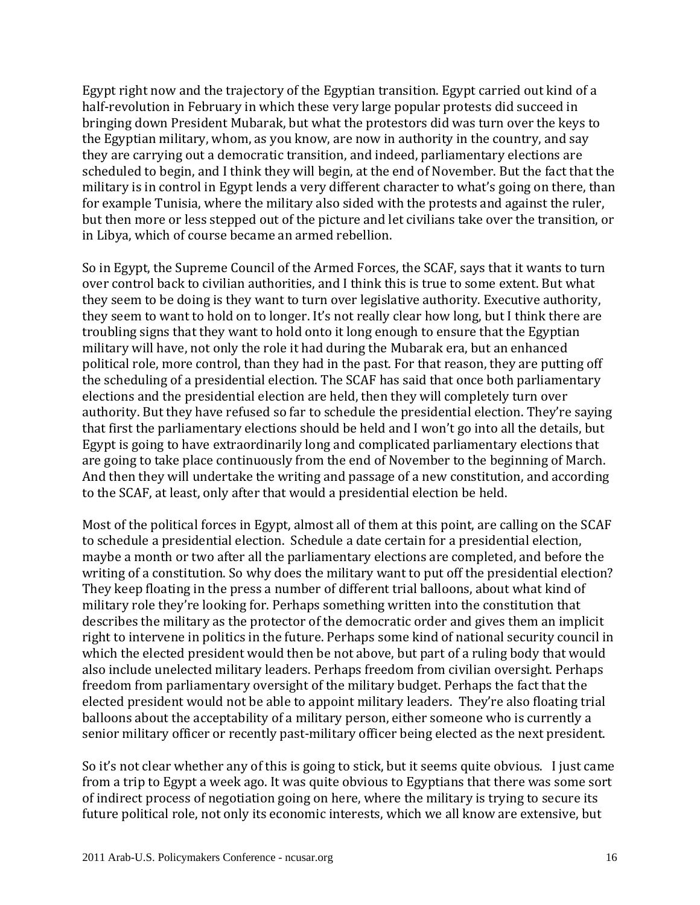Egypt right now and the trajectory of the Egyptian transition. Egypt carried out kind of a half-revolution in February in which these very large popular protests did succeed in bringing down President Mubarak, but what the protestors did was turn over the keys to the Egyptian military, whom, as you know, are now in authority in the country, and say they are carrying out a democratic transition, and indeed, parliamentary elections are scheduled to begin, and I think they will begin, at the end of November. But the fact that the military is in control in Egypt lends a very different character to what's going on there, than for example Tunisia, where the military also sided with the protests and against the ruler, but then more or less stepped out of the picture and let civilians take over the transition, or in Libya, which of course became an armed rebellion.

So in Egypt, the Supreme Council of the Armed Forces, the SCAF, says that it wants to turn over control back to civilian authorities, and I think this is true to some extent. But what they seem to be doing is they want to turn over legislative authority. Executive authority, they seem to want to hold on to longer. It's not really clear how long, but I think there are troubling signs that they want to hold onto it long enough to ensure that the Egyptian military will have, not only the role it had during the Mubarak era, but an enhanced political role, more control, than they had in the past. For that reason, they are putting off the scheduling of a presidential election. The SCAF has said that once both parliamentary elections and the presidential election are held, then they will completely turn over authority. But they have refused so far to schedule the presidential election. They're saying that first the parliamentary elections should be held and I won't go into all the details, but Egypt is going to have extraordinarily long and complicated parliamentary elections that are going to take place continuously from the end of November to the beginning of March. And then they will undertake the writing and passage of a new constitution, and according to the SCAF, at least, only after that would a presidential election be held.

Most of the political forces in Egypt, almost all of them at this point, are calling on the SCAF to schedule a presidential election. Schedule a date certain for a presidential election, maybe a month or two after all the parliamentary elections are completed, and before the writing of a constitution. So why does the military want to put off the presidential election? They keep floating in the press a number of different trial balloons, about what kind of military role they're looking for. Perhaps something written into the constitution that describes the military as the protector of the democratic order and gives them an implicit right to intervene in politics in the future. Perhaps some kind of national security council in which the elected president would then be not above, but part of a ruling body that would also include unelected military leaders. Perhaps freedom from civilian oversight. Perhaps freedom from parliamentary oversight of the military budget. Perhaps the fact that the elected president would not be able to appoint military leaders. They're also floating trial balloons about the acceptability of a military person, either someone who is currently a senior military officer or recently past-military officer being elected as the next president.

So it's not clear whether any of this is going to stick, but it seems quite obvious. I just came from a trip to Egypt a week ago. It was quite obvious to Egyptians that there was some sort of indirect process of negotiation going on here, where the military is trying to secure its future political role, not only its economic interests, which we all know are extensive, but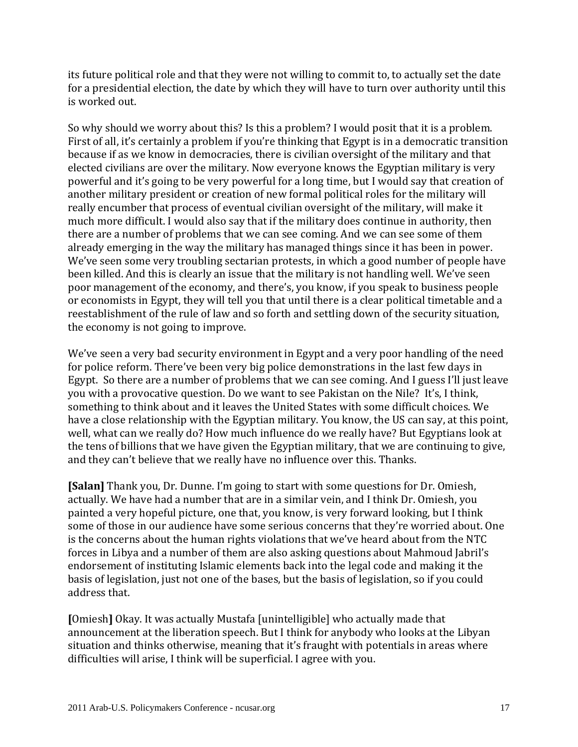its future political role and that they were not willing to commit to, to actually set the date for a presidential election, the date by which they will have to turn over authority until this is worked out.

So why should we worry about this? Is this a problem? I would posit that it is a problem. First of all, it's certainly a problem if you're thinking that Egypt is in a democratic transition because if as we know in democracies, there is civilian oversight of the military and that elected civilians are over the military. Now everyone knows the Egyptian military is very powerful and it's going to be very powerful for a long time, but I would say that creation of another military president or creation of new formal political roles for the military will really encumber that process of eventual civilian oversight of the military, will make it much more difficult. I would also say that if the military does continue in authority, then there are a number of problems that we can see coming. And we can see some of them already emerging in the way the military has managed things since it has been in power. We've seen some very troubling sectarian protests, in which a good number of people have been killed. And this is clearly an issue that the military is not handling well. We've seen poor management of the economy, and there's, you know, if you speak to business people or economists in Egypt, they will tell you that until there is a clear political timetable and a reestablishment of the rule of law and so forth and settling down of the security situation, the economy is not going to improve.

We've seen a very bad security environment in Egypt and a very poor handling of the need for police reform. There've been very big police demonstrations in the last few days in Egypt. So there are a number of problems that we can see coming. And I guess I'll just leave you with a provocative question. Do we want to see Pakistan on the Nile? It's, I think, something to think about and it leaves the United States with some difficult choices. We have a close relationship with the Egyptian military. You know, the US can say, at this point, well, what can we really do? How much influence do we really have? But Egyptians look at the tens of billions that we have given the Egyptian military, that we are continuing to give, and they can't believe that we really have no influence over this. Thanks.

**[Salan]** Thank you, Dr. Dunne. I'm going to start with some questions for Dr. Omiesh, actually. We have had a number that are in a similar vein, and I think Dr. Omiesh, you painted a very hopeful picture, one that, you know, is very forward looking, but I think some of those in our audience have some serious concerns that they're worried about. One is the concerns about the human rights violations that we've heard about from the NTC forces in Libya and a number of them are also asking questions about Mahmoud Jabril's endorsement of instituting Islamic elements back into the legal code and making it the basis of legislation, just not one of the bases, but the basis of legislation, so if you could address that.

**[**Omiesh**]** Okay. It was actually Mustafa [unintelligible] who actually made that announcement at the liberation speech. But I think for anybody who looks at the Libyan situation and thinks otherwise, meaning that it's fraught with potentials in areas where difficulties will arise, I think will be superficial. I agree with you.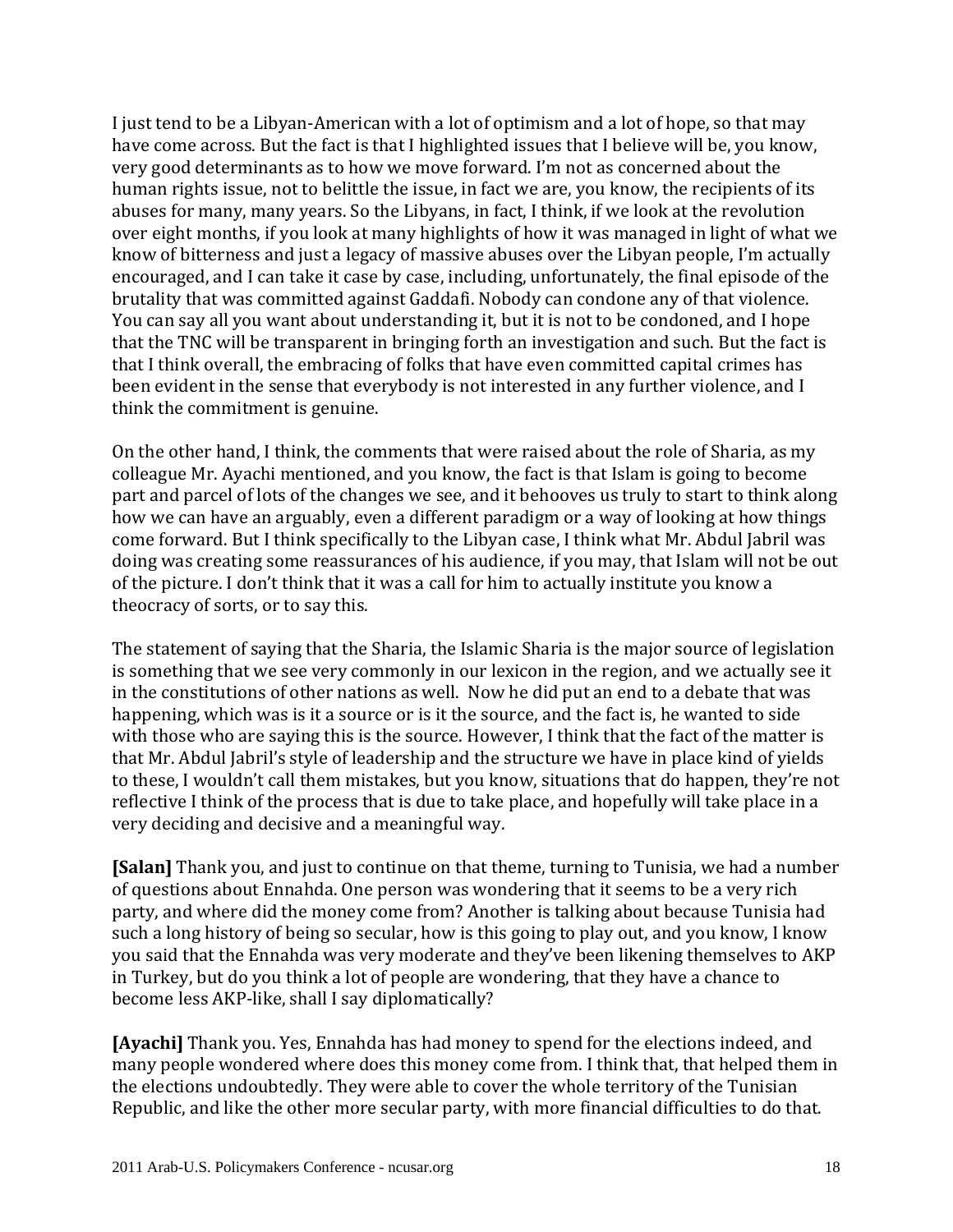I just tend to be a Libyan-American with a lot of optimism and a lot of hope, so that may have come across. But the fact is that I highlighted issues that I believe will be, you know, very good determinants as to how we move forward. I'm not as concerned about the human rights issue, not to belittle the issue, in fact we are, you know, the recipients of its abuses for many, many years. So the Libyans, in fact, I think, if we look at the revolution over eight months, if you look at many highlights of how it was managed in light of what we know of bitterness and just a legacy of massive abuses over the Libyan people, I'm actually encouraged, and I can take it case by case, including, unfortunately, the final episode of the brutality that was committed against Gaddafi. Nobody can condone any of that violence. You can say all you want about understanding it, but it is not to be condoned, and I hope that the TNC will be transparent in bringing forth an investigation and such. But the fact is that I think overall, the embracing of folks that have even committed capital crimes has been evident in the sense that everybody is not interested in any further violence, and I think the commitment is genuine.

On the other hand, I think, the comments that were raised about the role of Sharia, as my colleague Mr. Ayachi mentioned, and you know, the fact is that Islam is going to become part and parcel of lots of the changes we see, and it behooves us truly to start to think along how we can have an arguably, even a different paradigm or a way of looking at how things come forward. But I think specifically to the Libyan case, I think what Mr. Abdul Jabril was doing was creating some reassurances of his audience, if you may, that Islam will not be out of the picture. I don't think that it was a call for him to actually institute you know a theocracy of sorts, or to say this.

The statement of saying that the Sharia, the Islamic Sharia is the major source of legislation is something that we see very commonly in our lexicon in the region, and we actually see it in the constitutions of other nations as well. Now he did put an end to a debate that was happening, which was is it a source or is it the source, and the fact is, he wanted to side with those who are saying this is the source. However, I think that the fact of the matter is that Mr. Abdul Jabril's style of leadership and the structure we have in place kind of yields to these, I wouldn't call them mistakes, but you know, situations that do happen, they're not reflective I think of the process that is due to take place, and hopefully will take place in a very deciding and decisive and a meaningful way.

**[Salan]** Thank you, and just to continue on that theme, turning to Tunisia, we had a number of questions about Ennahda. One person was wondering that it seems to be a very rich party, and where did the money come from? Another is talking about because Tunisia had such a long history of being so secular, how is this going to play out, and you know, I know you said that the Ennahda was very moderate and they've been likening themselves to AKP in Turkey, but do you think a lot of people are wondering, that they have a chance to become less AKP-like, shall I say diplomatically?

**[Ayachi]** Thank you. Yes, Ennahda has had money to spend for the elections indeed, and many people wondered where does this money come from. I think that, that helped them in the elections undoubtedly. They were able to cover the whole territory of the Tunisian Republic, and like the other more secular party, with more financial difficulties to do that.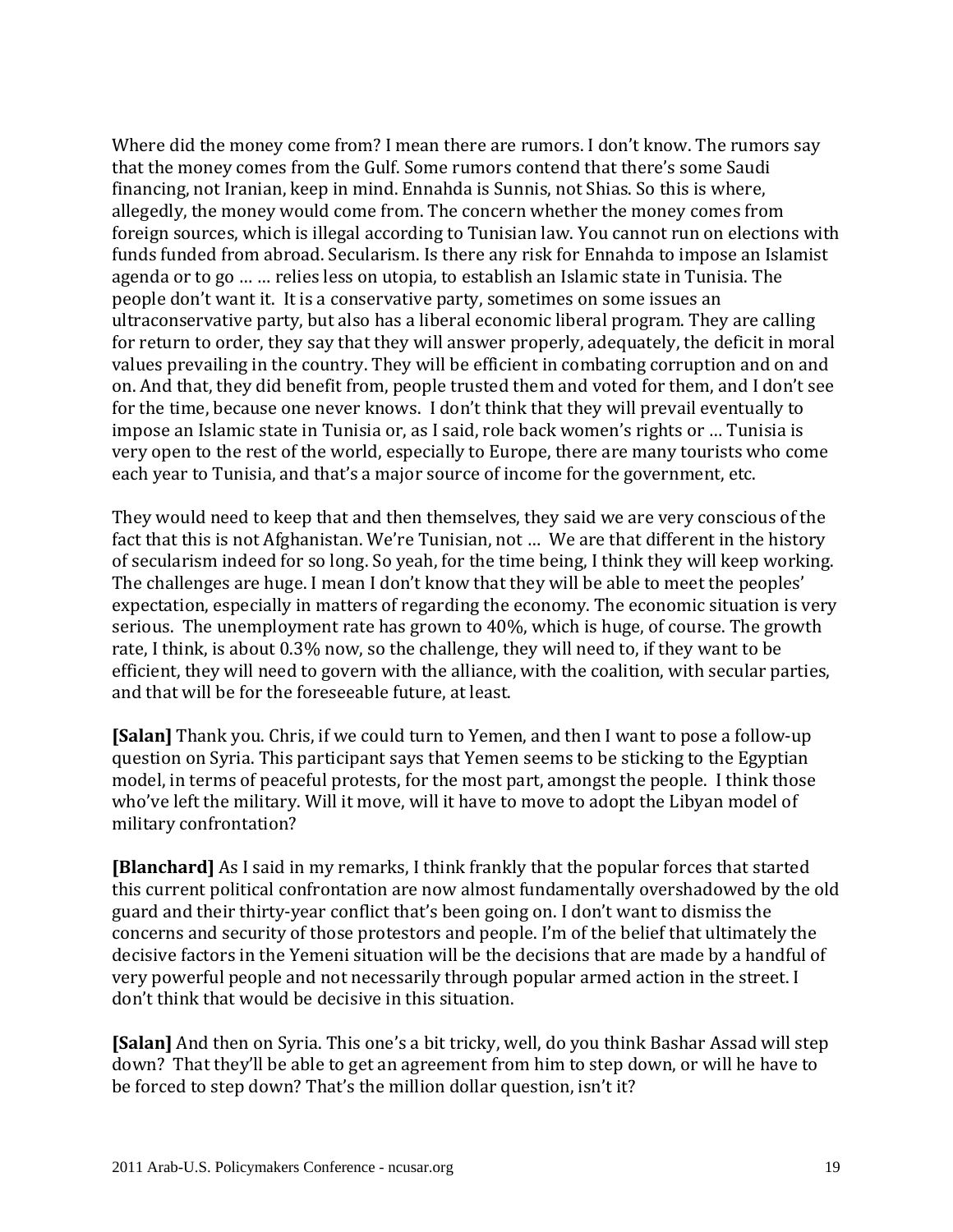Where did the money come from? I mean there are rumors. I don't know. The rumors say that the money comes from the Gulf. Some rumors contend that there's some Saudi financing, not Iranian, keep in mind. Ennahda is Sunnis, not Shias. So this is where, allegedly, the money would come from. The concern whether the money comes from foreign sources, which is illegal according to Tunisian law. You cannot run on elections with funds funded from abroad. Secularism. Is there any risk for Ennahda to impose an Islamist agenda or to go … … relies less on utopia, to establish an Islamic state in Tunisia. The people don't want it. It is a conservative party, sometimes on some issues an ultraconservative party, but also has a liberal economic liberal program. They are calling for return to order, they say that they will answer properly, adequately, the deficit in moral values prevailing in the country. They will be efficient in combating corruption and on and on. And that, they did benefit from, people trusted them and voted for them, and I don't see for the time, because one never knows. I don't think that they will prevail eventually to impose an Islamic state in Tunisia or, as I said, role back women's rights or … Tunisia is very open to the rest of the world, especially to Europe, there are many tourists who come each year to Tunisia, and that's a major source of income for the government, etc.

They would need to keep that and then themselves, they said we are very conscious of the fact that this is not Afghanistan. We're Tunisian, not … We are that different in the history of secularism indeed for so long. So yeah, for the time being, I think they will keep working. The challenges are huge. I mean I don't know that they will be able to meet the peoples' expectation, especially in matters of regarding the economy. The economic situation is very serious. The unemployment rate has grown to 40%, which is huge, of course. The growth rate, I think, is about 0.3% now, so the challenge, they will need to, if they want to be efficient, they will need to govern with the alliance, with the coalition, with secular parties, and that will be for the foreseeable future, at least.

**[Salan]** Thank you. Chris, if we could turn to Yemen, and then I want to pose a follow-up question on Syria. This participant says that Yemen seems to be sticking to the Egyptian model, in terms of peaceful protests, for the most part, amongst the people. I think those who've left the military. Will it move, will it have to move to adopt the Libyan model of military confrontation?

**[Blanchard]** As I said in my remarks, I think frankly that the popular forces that started this current political confrontation are now almost fundamentally overshadowed by the old guard and their thirty-year conflict that's been going on. I don't want to dismiss the concerns and security of those protestors and people. I'm of the belief that ultimately the decisive factors in the Yemeni situation will be the decisions that are made by a handful of very powerful people and not necessarily through popular armed action in the street. I don't think that would be decisive in this situation.

**[Salan]** And then on Syria. This one's a bit tricky, well, do you think Bashar Assad will step down? That they'll be able to get an agreement from him to step down, or will he have to be forced to step down? That's the million dollar question, isn't it?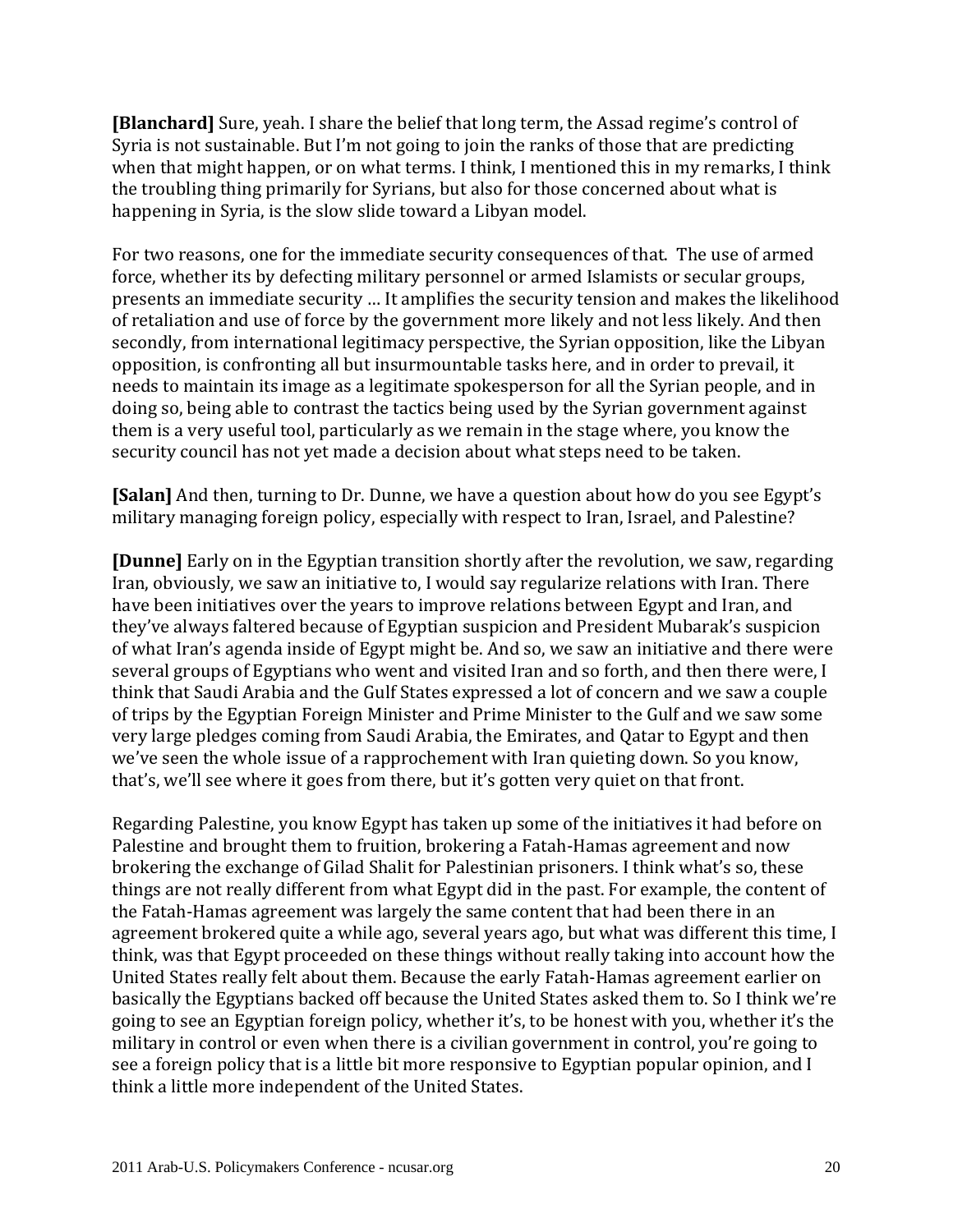**[Blanchard]** Sure, yeah. I share the belief that long term, the Assad regime's control of Syria is not sustainable. But I'm not going to join the ranks of those that are predicting when that might happen, or on what terms. I think, I mentioned this in my remarks, I think the troubling thing primarily for Syrians, but also for those concerned about what is happening in Syria, is the slow slide toward a Libyan model.

For two reasons, one for the immediate security consequences of that. The use of armed force, whether its by defecting military personnel or armed Islamists or secular groups, presents an immediate security … It amplifies the security tension and makes the likelihood of retaliation and use of force by the government more likely and not less likely. And then secondly, from international legitimacy perspective, the Syrian opposition, like the Libyan opposition, is confronting all but insurmountable tasks here, and in order to prevail, it needs to maintain its image as a legitimate spokesperson for all the Syrian people, and in doing so, being able to contrast the tactics being used by the Syrian government against them is a very useful tool, particularly as we remain in the stage where, you know the security council has not yet made a decision about what steps need to be taken.

**[Salan]** And then, turning to Dr. Dunne, we have a question about how do you see Egypt's military managing foreign policy, especially with respect to Iran, Israel, and Palestine?

**[Dunne]** Early on in the Egyptian transition shortly after the revolution, we saw, regarding Iran, obviously, we saw an initiative to, I would say regularize relations with Iran. There have been initiatives over the years to improve relations between Egypt and Iran, and they've always faltered because of Egyptian suspicion and President Mubarak's suspicion of what Iran's agenda inside of Egypt might be. And so, we saw an initiative and there were several groups of Egyptians who went and visited Iran and so forth, and then there were, I think that Saudi Arabia and the Gulf States expressed a lot of concern and we saw a couple of trips by the Egyptian Foreign Minister and Prime Minister to the Gulf and we saw some very large pledges coming from Saudi Arabia, the Emirates, and Qatar to Egypt and then we've seen the whole issue of a rapprochement with Iran quieting down. So you know, that's, we'll see where it goes from there, but it's gotten very quiet on that front.

Regarding Palestine, you know Egypt has taken up some of the initiatives it had before on Palestine and brought them to fruition, brokering a Fatah-Hamas agreement and now brokering the exchange of Gilad Shalit for Palestinian prisoners. I think what's so, these things are not really different from what Egypt did in the past. For example, the content of the Fatah-Hamas agreement was largely the same content that had been there in an agreement brokered quite a while ago, several years ago, but what was different this time, I think, was that Egypt proceeded on these things without really taking into account how the United States really felt about them. Because the early Fatah-Hamas agreement earlier on basically the Egyptians backed off because the United States asked them to. So I think we're going to see an Egyptian foreign policy, whether it's, to be honest with you, whether it's the military in control or even when there is a civilian government in control, you're going to see a foreign policy that is a little bit more responsive to Egyptian popular opinion, and I think a little more independent of the United States.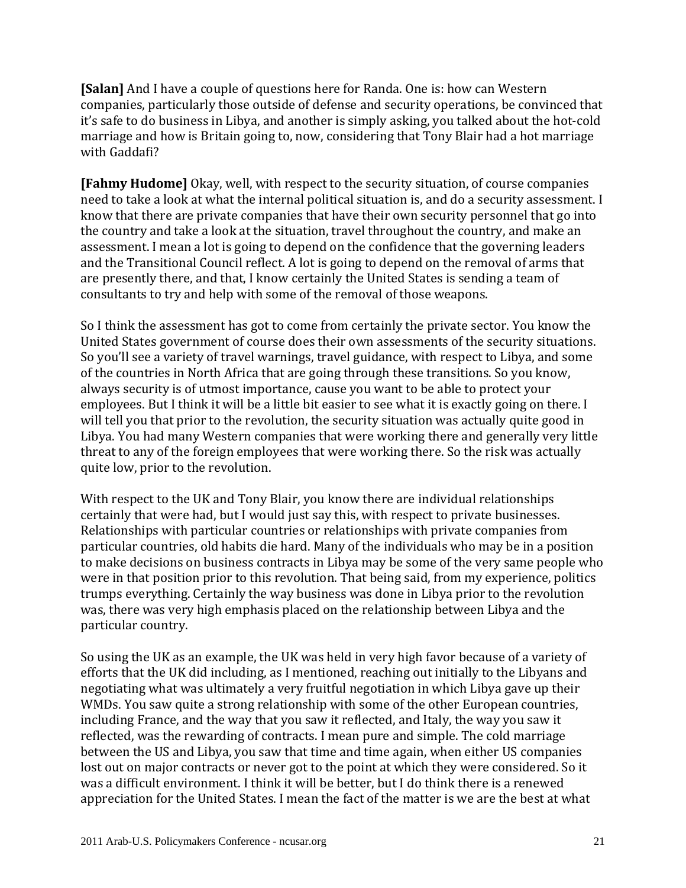**[Salan]** And I have a couple of questions here for Randa. One is: how can Western companies, particularly those outside of defense and security operations, be convinced that it's safe to do business in Libya, and another is simply asking, you talked about the hot-cold marriage and how is Britain going to, now, considering that Tony Blair had a hot marriage with Gaddafi?

**[Fahmy Hudome]** Okay, well, with respect to the security situation, of course companies need to take a look at what the internal political situation is, and do a security assessment. I know that there are private companies that have their own security personnel that go into the country and take a look at the situation, travel throughout the country, and make an assessment. I mean a lot is going to depend on the confidence that the governing leaders and the Transitional Council reflect. A lot is going to depend on the removal of arms that are presently there, and that, I know certainly the United States is sending a team of consultants to try and help with some of the removal of those weapons.

So I think the assessment has got to come from certainly the private sector. You know the United States government of course does their own assessments of the security situations. So you'll see a variety of travel warnings, travel guidance, with respect to Libya, and some of the countries in North Africa that are going through these transitions. So you know, always security is of utmost importance, cause you want to be able to protect your employees. But I think it will be a little bit easier to see what it is exactly going on there. I will tell you that prior to the revolution, the security situation was actually quite good in Libya. You had many Western companies that were working there and generally very little threat to any of the foreign employees that were working there. So the risk was actually quite low, prior to the revolution.

With respect to the UK and Tony Blair, you know there are individual relationships certainly that were had, but I would just say this, with respect to private businesses. Relationships with particular countries or relationships with private companies from particular countries, old habits die hard. Many of the individuals who may be in a position to make decisions on business contracts in Libya may be some of the very same people who were in that position prior to this revolution. That being said, from my experience, politics trumps everything. Certainly the way business was done in Libya prior to the revolution was, there was very high emphasis placed on the relationship between Libya and the particular country.

So using the UK as an example, the UK was held in very high favor because of a variety of efforts that the UK did including, as I mentioned, reaching out initially to the Libyans and negotiating what was ultimately a very fruitful negotiation in which Libya gave up their WMDs. You saw quite a strong relationship with some of the other European countries, including France, and the way that you saw it reflected, and Italy, the way you saw it reflected, was the rewarding of contracts. I mean pure and simple. The cold marriage between the US and Libya, you saw that time and time again, when either US companies lost out on major contracts or never got to the point at which they were considered. So it was a difficult environment. I think it will be better, but I do think there is a renewed appreciation for the United States. I mean the fact of the matter is we are the best at what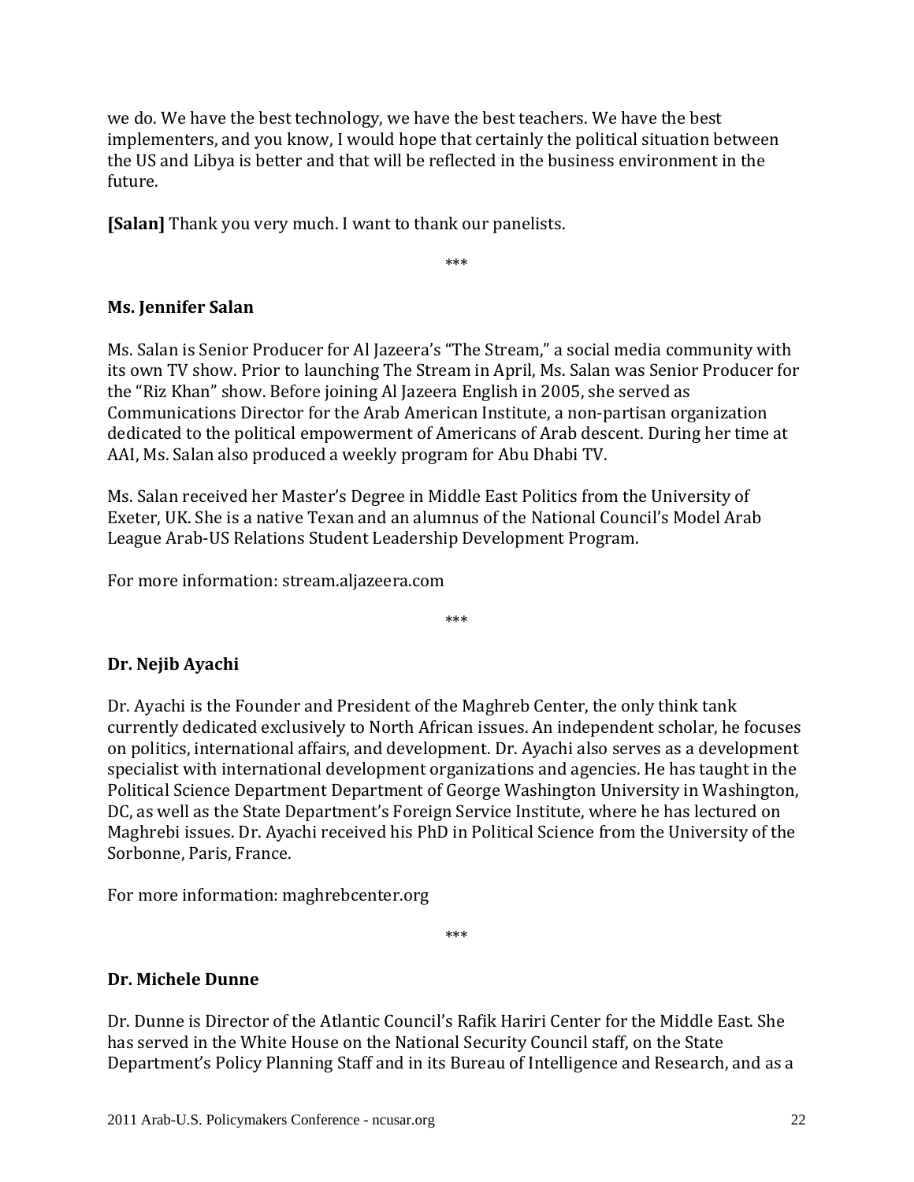we do. We have the best technology, we have the best teachers. We have the best implementers, and you know, I would hope that certainly the political situation between the US and Libya is better and that will be reflected in the business environment in the future.

**[Salan]** Thank you very much. I want to thank our panelists.

\*\*\*

**Ms. Jennifer Salan**

Ms. Salan is Senior Producer for Al Jazeera's "The Stream," a social media community with its own TV show. Prior to launching The Stream in April, Ms. Salan was Senior Producer for the "Riz Khan" show. Before joining Al Jazeera English in 2005, she served as Communications Director for the Arab American Institute, a non-partisan organization dedicated to the political empowerment of Americans of Arab descent. During her time at AAI, Ms. Salan also produced a weekly program for Abu Dhabi TV.

Ms. Salan received her Master's Degree in Middle East Politics from the University of Exeter, UK. She is a native Texan and an alumnus of the National Council's Model Arab League Arab-US Relations Student Leadership Development Program.

For more information: stream.aljazeera.com

\*\*\*

**Dr. Nejib Ayachi**

Dr. Ayachi is the Founder and President of the Maghreb Center, the only think tank currently dedicated exclusively to North African issues. An independent scholar, he focuses on politics, international affairs, and development. Dr. Ayachi also serves as a development specialist with international development organizations and agencies. He has taught in the Political Science Department Department of George Washington University in Washington, DC, as well as the State Department's Foreign Service Institute, where he has lectured on Maghrebi issues. Dr. Ayachi received his PhD in Political Science from the University of the Sorbonne, Paris, France.

For more information: maghrebcenter.org

\*\*\*

**Dr. Michele Dunne**

Dr. Dunne is Director of the Atlantic Council's Rafik Hariri Center for the Middle East. She has served in the White House on the National Security Council staff, on the State Department's Policy Planning Staff and in its Bureau of Intelligence and Research, and as a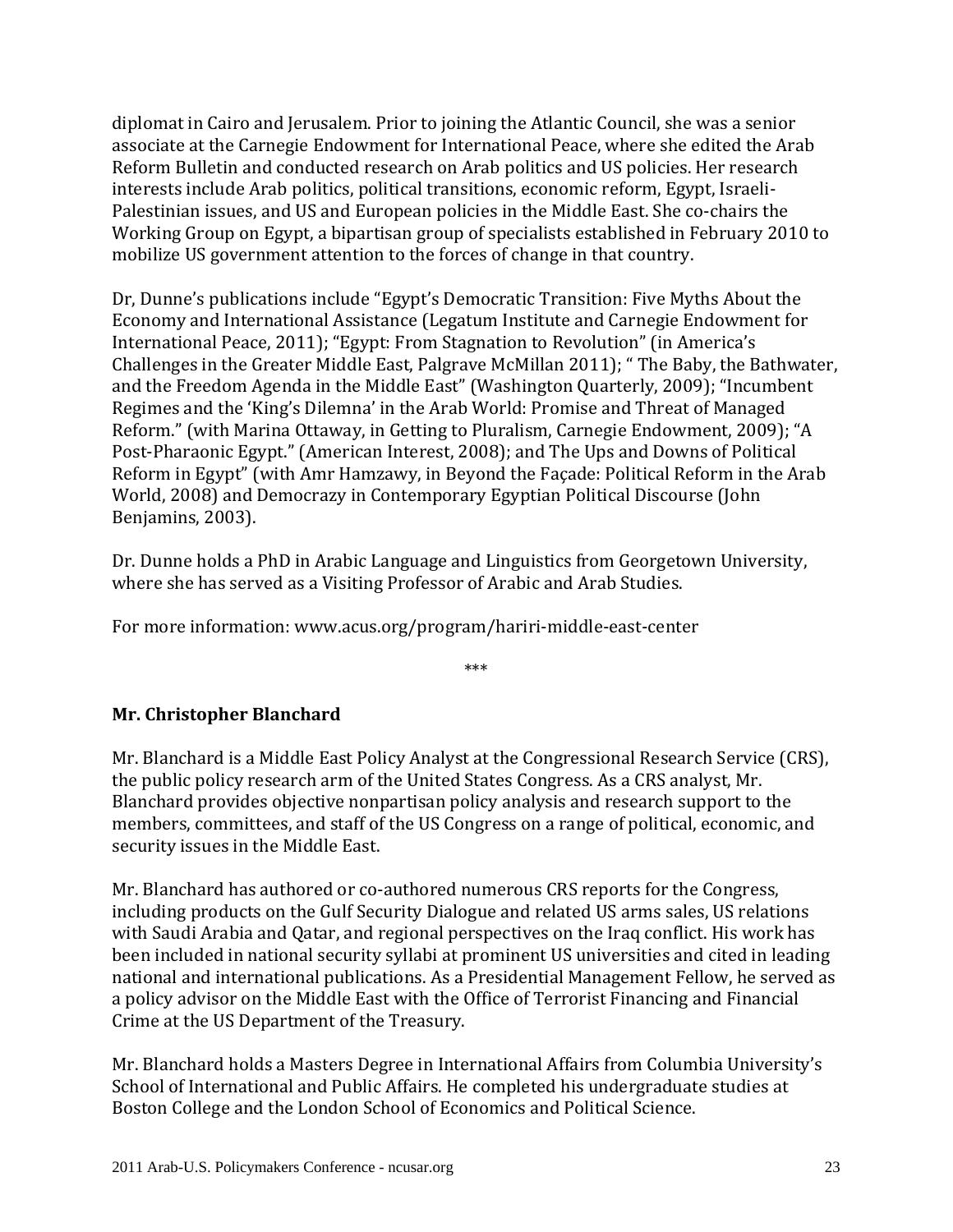diplomat in Cairo and Jerusalem. Prior to joining the Atlantic Council, she was a senior associate at the Carnegie Endowment for International Peace, where she edited the Arab Reform Bulletin and conducted research on Arab politics and US policies. Her research interests include Arab politics, political transitions, economic reform, Egypt, Israeli-Palestinian issues, and US and European policies in the Middle East. She co-chairs the Working Group on Egypt, a bipartisan group of specialists established in February 2010 to mobilize US government attention to the forces of change in that country.

Dr, Dunne's publications include "Egypt's Democratic Transition: Five Myths About the Economy and International Assistance (Legatum Institute and Carnegie Endowment for International Peace, 2011); "Egypt: From Stagnation to Revolution" (in America's Challenges in the Greater Middle East, Palgrave McMillan 2011); " The Baby, the Bathwater, and the Freedom Agenda in the Middle East" (Washington Quarterly, 2009); "Incumbent Regimes and the 'King's Dilemna' in the Arab World: Promise and Threat of Managed Reform." (with Marina Ottaway, in Getting to Pluralism, Carnegie Endowment, 2009); "A Post-Pharaonic Egypt." (American Interest, 2008); and The Ups and Downs of Political Reform in Egypt" (with Amr Hamzawy, in Beyond the Façade: Political Reform in the Arab World, 2008) and Democrazy in Contemporary Egyptian Political Discourse (John Benjamins, 2003).

Dr. Dunne holds a PhD in Arabic Language and Linguistics from Georgetown University, where she has served as a Visiting Professor of Arabic and Arab Studies.

For more information: www.acus.org/program/hariri-middle-east-center

***

**Mr. Christopher Blanchard**

Mr. Blanchard is a Middle East Policy Analyst at the Congressional Research Service (CRS), the public policy research arm of the United States Congress. As a CRS analyst, Mr. Blanchard provides objective nonpartisan policy analysis and research support to the members, committees, and staff of the US Congress on a range of political, economic, and security issues in the Middle East.

Mr. Blanchard has authored or co-authored numerous CRS reports for the Congress, including products on the Gulf Security Dialogue and related US arms sales, US relations with Saudi Arabia and Qatar, and regional perspectives on the Iraq conflict. His work has been included in national security syllabi at prominent US universities and cited in leading national and international publications. As a Presidential Management Fellow, he served as a policy advisor on the Middle East with the Office of Terrorist Financing and Financial Crime at the US Department of the Treasury.

Mr. Blanchard holds a Masters Degree in International Affairs from Columbia University's School of International and Public Affairs. He completed his undergraduate studies at Boston College and the London School of Economics and Political Science.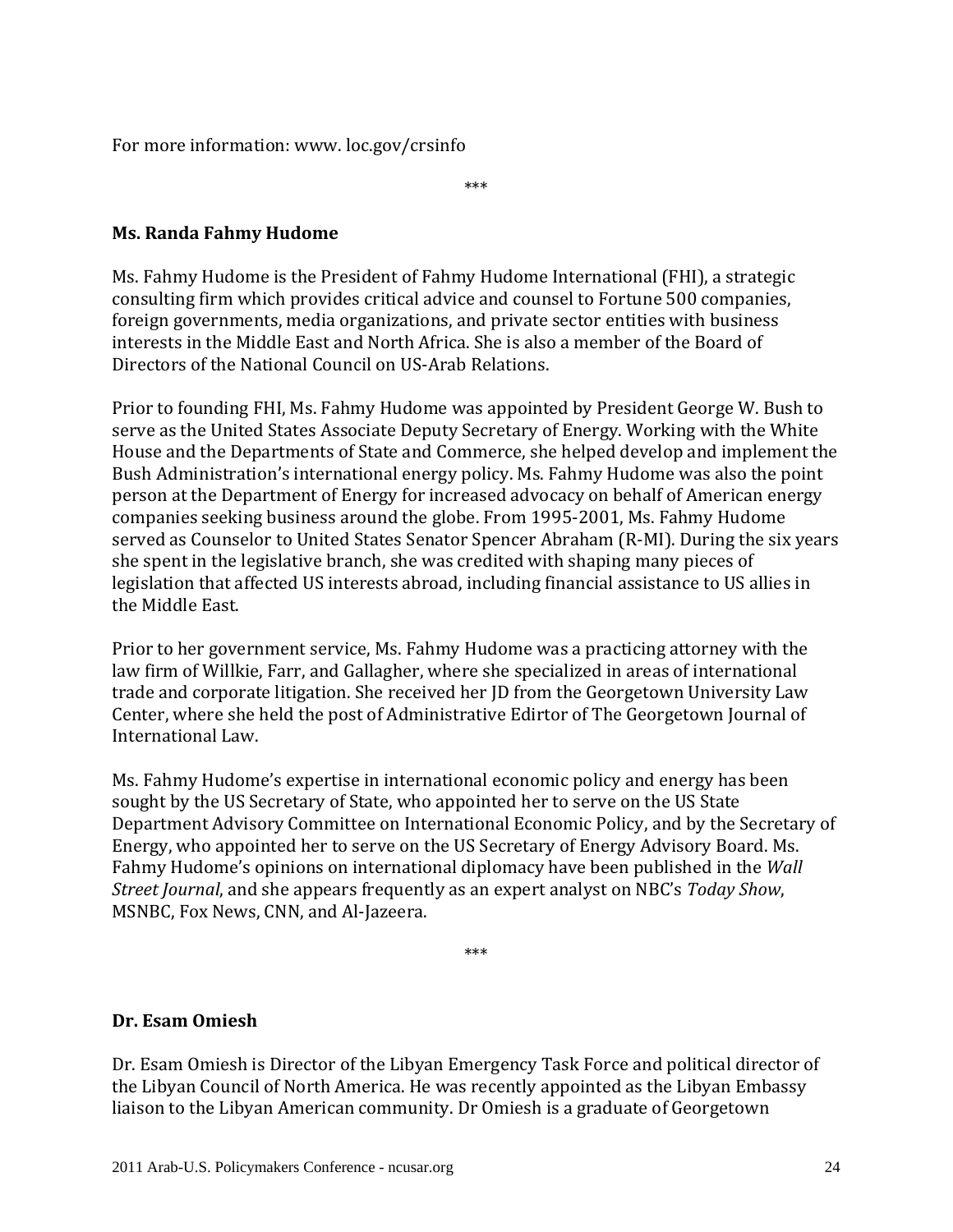For more information: www. loc.gov/crsinfo

***

**Ms. Randa Fahmy Hudome**

Ms. Fahmy Hudome is the President of Fahmy Hudome International (FHI), a strategic consulting firm which provides critical advice and counsel to Fortune 500 companies, foreign governments, media organizations, and private sector entities with business interests in the Middle East and North Africa. She is also a member of the Board of Directors of the National Council on US-Arab Relations.

Prior to founding FHI, Ms. Fahmy Hudome was appointed by President George W. Bush to serve as the United States Associate Deputy Secretary of Energy. Working with the White House and the Departments of State and Commerce, she helped develop and implement the Bush Administration's international energy policy. Ms. Fahmy Hudome was also the point person at the Department of Energy for increased advocacy on behalf of American energy companies seeking business around the globe. From 1995-2001, Ms. Fahmy Hudome served as Counselor to United States Senator Spencer Abraham (R-MI). During the six years she spent in the legislative branch, she was credited with shaping many pieces of legislation that affected US interests abroad, including financial assistance to US allies in the Middle East.

Prior to her government service, Ms. Fahmy Hudome was a practicing attorney with the law firm of Willkie, Farr, and Gallagher, where she specialized in areas of international trade and corporate litigation. She received her JD from the Georgetown University Law Center, where she held the post of Administrative Edirtor of The Georgetown Journal of International Law.

Ms. Fahmy Hudome's expertise in international economic policy and energy has been sought by the US Secretary of State, who appointed her to serve on the US State Department Advisory Committee on International Economic Policy, and by the Secretary of Energy, who appointed her to serve on the US Secretary of Energy Advisory Board. Ms. Fahmy Hudome's opinions on international diplomacy have been published in the *Wall Street Journal*, and she appears frequently as an expert analyst on NBC's *Today Show*, MSNBC, Fox News, CNN, and Al-Jazeera.

***

**Dr. Esam Omiesh**

Dr. Esam Omiesh is Director of the Libyan Emergency Task Force and political director of the Libyan Council of North America. He was recently appointed as the Libyan Embassy liaison to the Libyan American community. Dr Omiesh is a graduate of Georgetown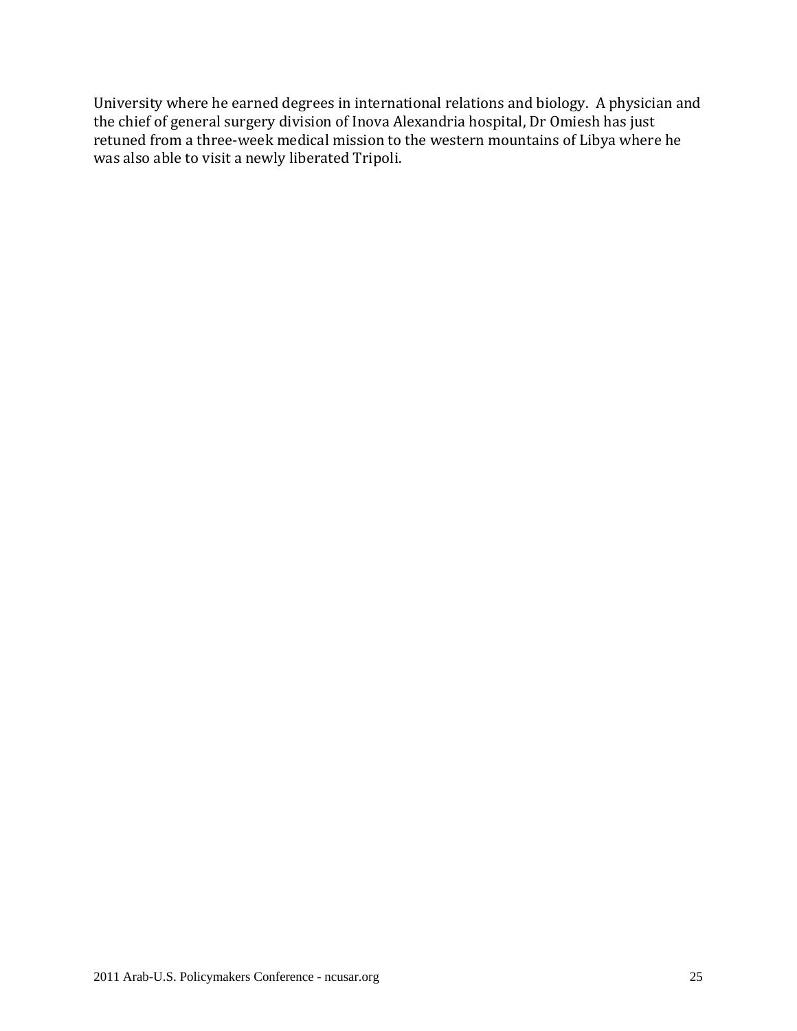University where he earned degrees in international relations and biology. A physician and the chief of general surgery division of Inova Alexandria hospital, Dr Omiesh has just retuned from a three-week medical mission to the western mountains of Libya where he was also able to visit a newly liberated Tripoli.